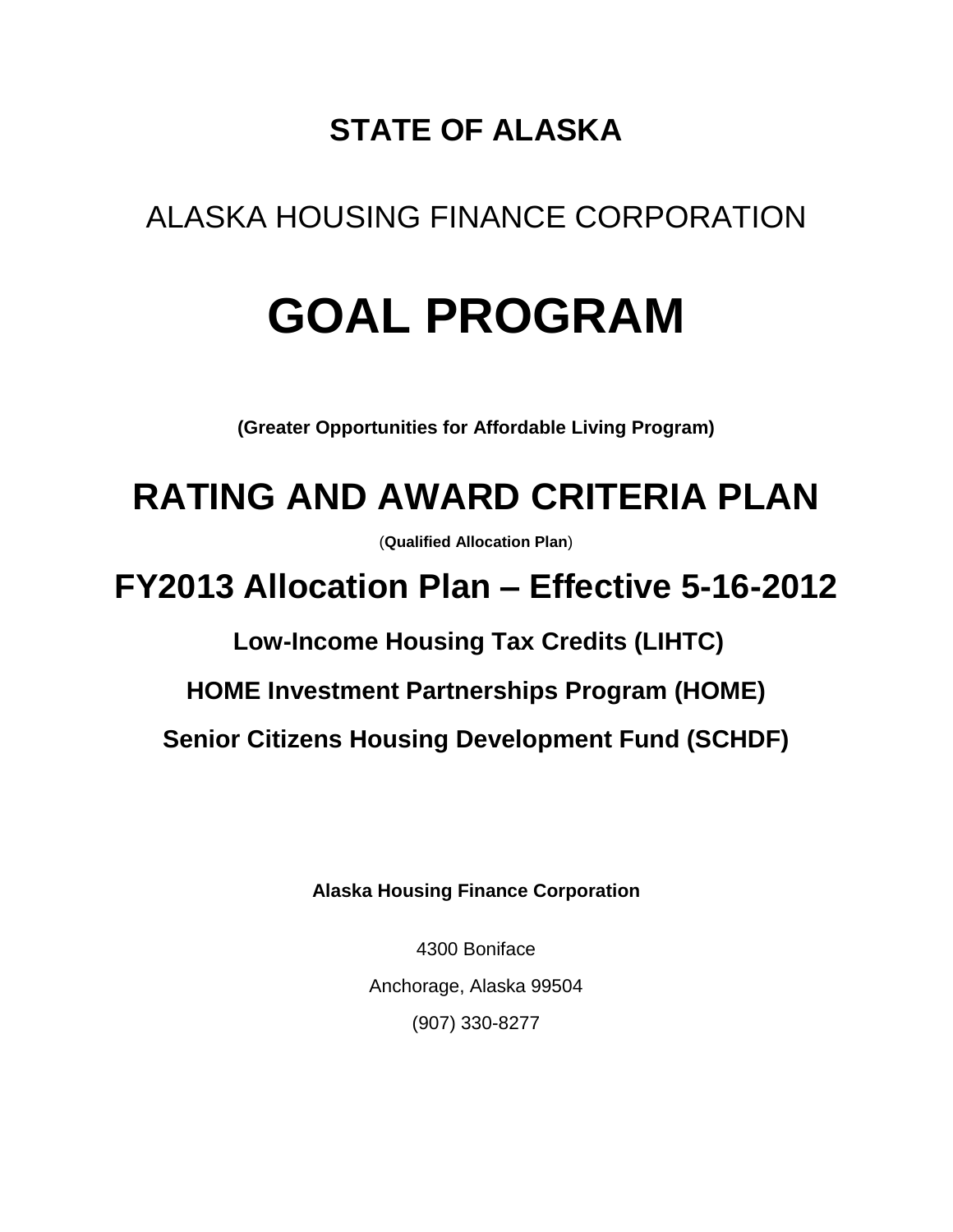# STATE OF ALASKA

## ALASKA HOUSING FINANCE CORPORATION

# GOAL PROGRAM

**(Greater Opportunities for Affordable Living Program)**

# RATING AND AWARD CRITERIA PLAN

(**Qualified Allocation Plan**)

# FY2013 Allocation Plan – Effective 5-16-2012

### Low-Income Housing Tax Credits (LIHTC)

### HOME Investment Partnerships Program (HOME)

### Senior Citizens Housing Development Fund (SCHDF)

**Alaska Housing Finance Corporation**

4300 Boniface

Anchorage, Alaska 99504

(907) 330-8277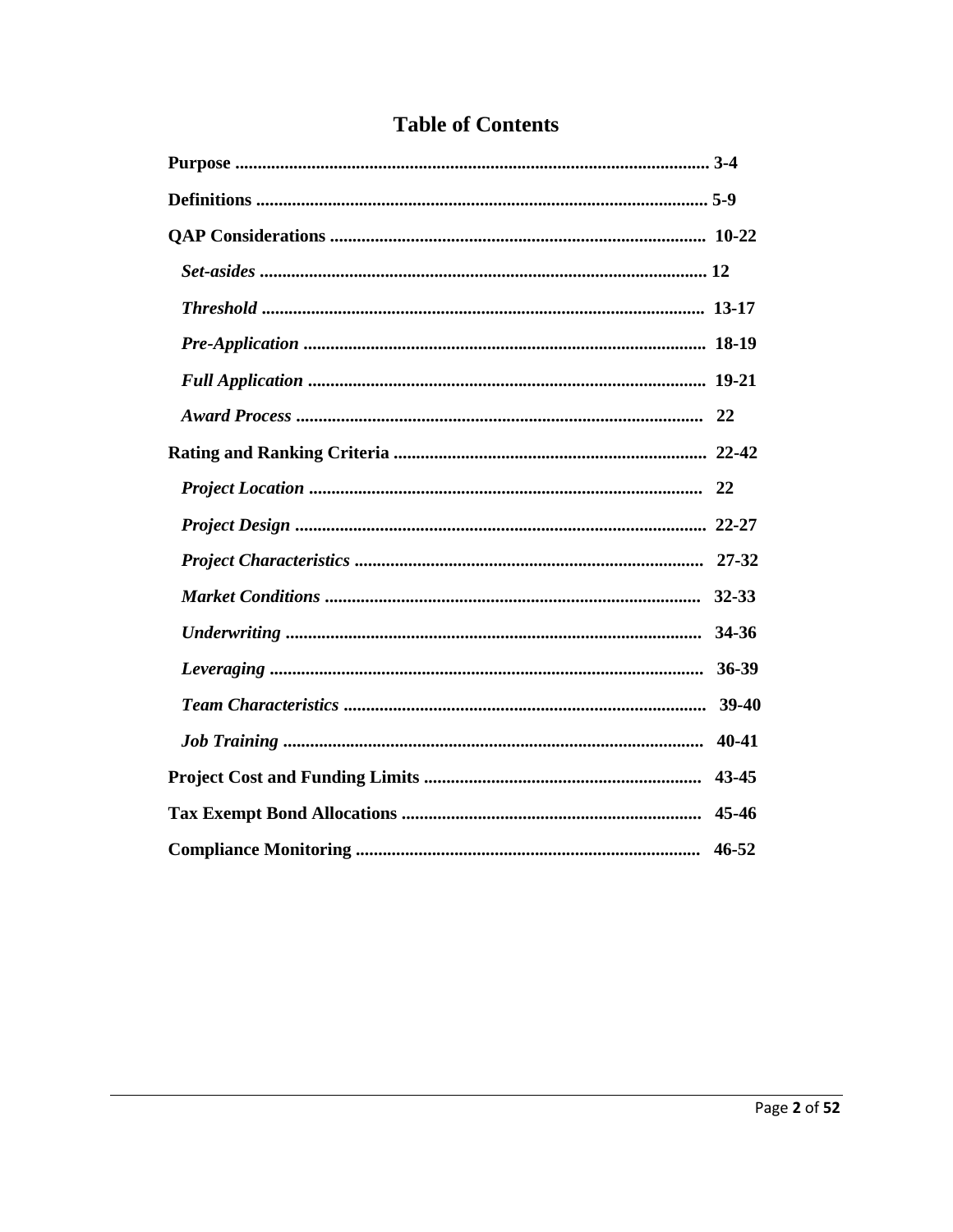# Table of Contents

**Purpose** ........................................................................................................ **3-4**

**Definitions** .................................................................................................... **5-9**

**QAP Considerations** ...................................................................................  **10-22**

  ***Set-asides*** ................................................................................................... **12**

  ***Threshold*** ..................................................................................................  **13-17**

  ***Pre-Application*** .........................................................................................  **18-19**

  ***Full Application*** ........................................................................................  **19-21**

  ***Award Process*** ..........................................................................................  **22**

**Rating and Ranking Criteria** .....................................................................  **22-42**

  ***Project Location*** .......................................................................................  **22**

  ***Project Design*** ...........................................................................................  **22-27**

  ***Project Characteristics*** .............................................................................  **27-32**

  ***Market Conditions*** ...................................................................................  **32-33**

  ***Underwriting*** ............................................................................................  **34-36**

  ***Leveraging*** ................................................................................................  **36-39**

  ***Team Characteristics*** ................................................................................  **39-40**

  ***Job Training*** .............................................................................................  **40-41**

**Project Cost and Funding Limits** .............................................................  **43-45**

**Tax Exempt Bond Allocations** ..................................................................  **45-46**

**Compliance Monitoring** ............................................................................  **46-52**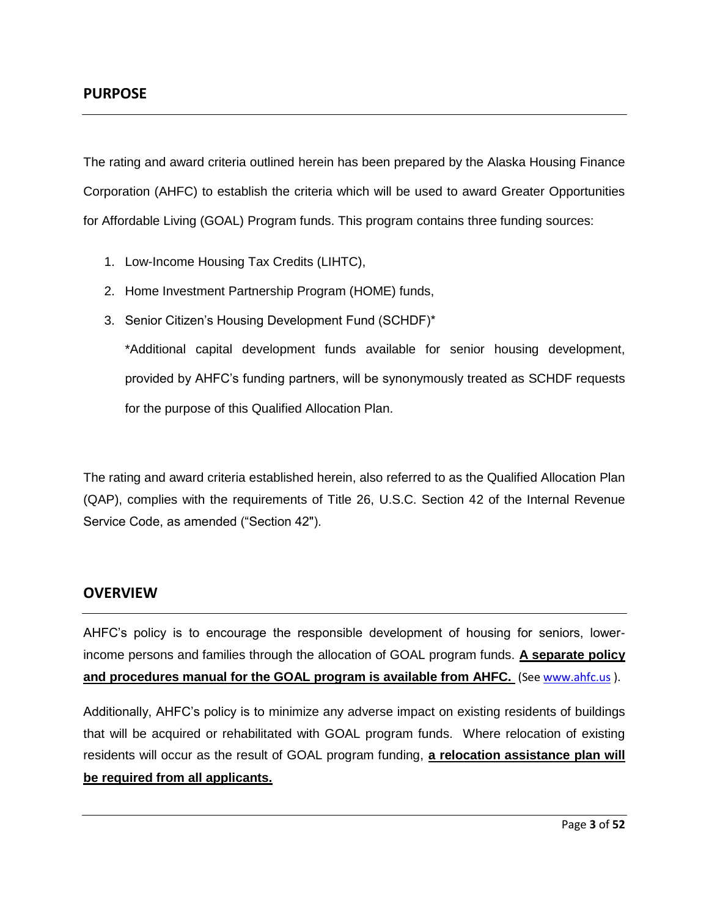## PURPOSE

The rating and award criteria outlined herein has been prepared by the Alaska Housing Finance Corporation (AHFC) to establish the criteria which will be used to award Greater Opportunities for Affordable Living (GOAL) Program funds. This program contains three funding sources:

1. Low-Income Housing Tax Credits (LIHTC),
2. Home Investment Partnership Program (HOME) funds,
3. Senior Citizen's Housing Development Fund (SCHDF)*

   *Additional capital development funds available for senior housing development, provided by AHFC's funding partners, will be synonymously treated as SCHDF requests for the purpose of this Qualified Allocation Plan.

The rating and award criteria established herein, also referred to as the Qualified Allocation Plan (QAP), complies with the requirements of Title 26, U.S.C. Section 42 of the Internal Revenue Service Code, as amended ("Section 42").

## OVERVIEW

AHFC's policy is to encourage the responsible development of housing for seniors, lower-income persons and families through the allocation of GOAL program funds. **A separate policy and procedures manual for the GOAL program is available from AHFC.** (See www.ahfc.us ).

Additionally, AHFC's policy is to minimize any adverse impact on existing residents of buildings that will be acquired or rehabilitated with GOAL program funds. Where relocation of existing residents will occur as the result of GOAL program funding, **a relocation assistance plan will be required from all applicants.**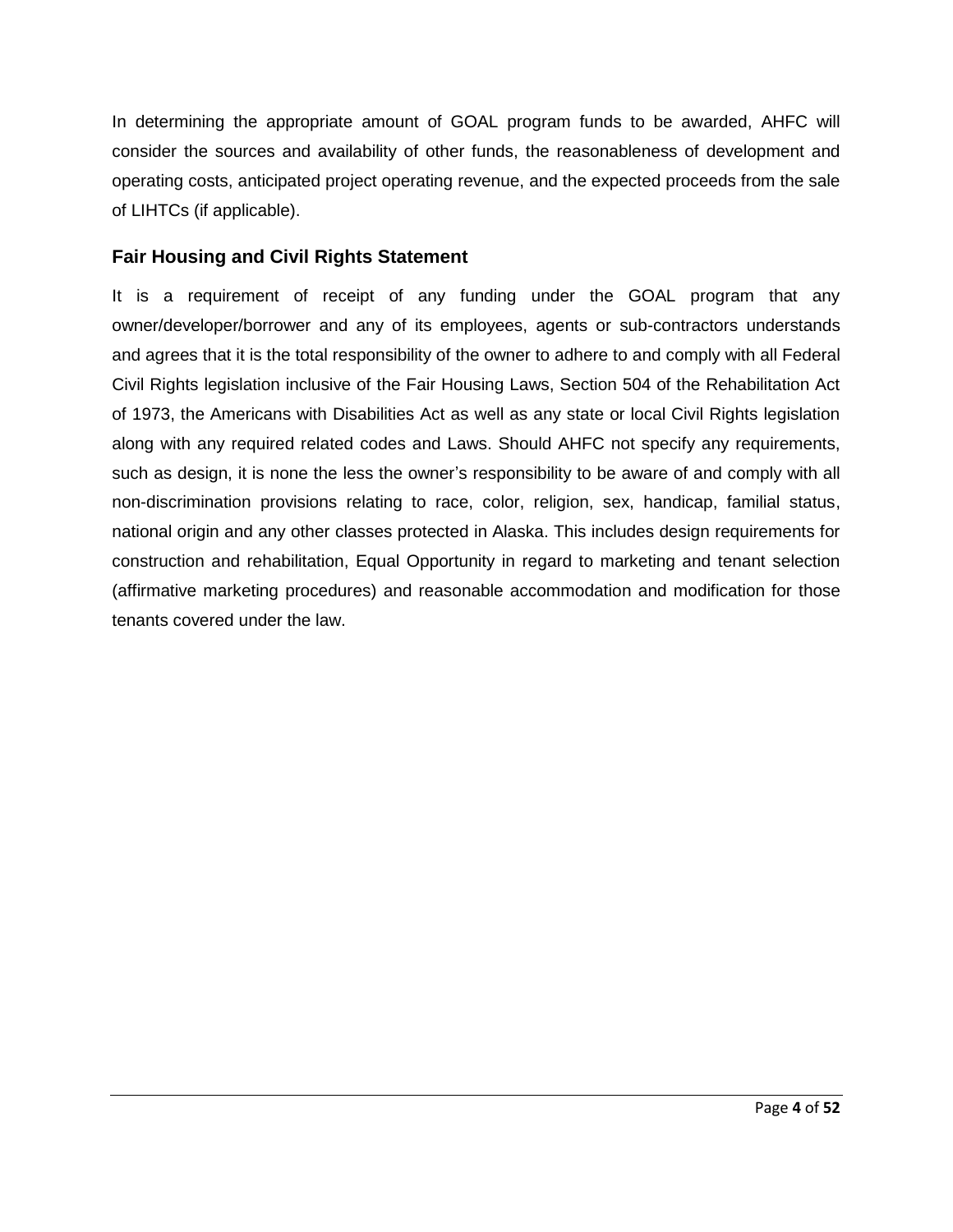In determining the appropriate amount of GOAL program funds to be awarded, AHFC will consider the sources and availability of other funds, the reasonableness of development and operating costs, anticipated project operating revenue, and the expected proceeds from the sale of LIHTCs (if applicable).

## Fair Housing and Civil Rights Statement

It is a requirement of receipt of any funding under the GOAL program that any owner/developer/borrower and any of its employees, agents or sub-contractors understands and agrees that it is the total responsibility of the owner to adhere to and comply with all Federal Civil Rights legislation inclusive of the Fair Housing Laws, Section 504 of the Rehabilitation Act of 1973, the Americans with Disabilities Act as well as any state or local Civil Rights legislation along with any required related codes and Laws. Should AHFC not specify any requirements, such as design, it is none the less the owner's responsibility to be aware of and comply with all non-discrimination provisions relating to race, color, religion, sex, handicap, familial status, national origin and any other classes protected in Alaska. This includes design requirements for construction and rehabilitation, Equal Opportunity in regard to marketing and tenant selection (affirmative marketing procedures) and reasonable accommodation and modification for those tenants covered under the law.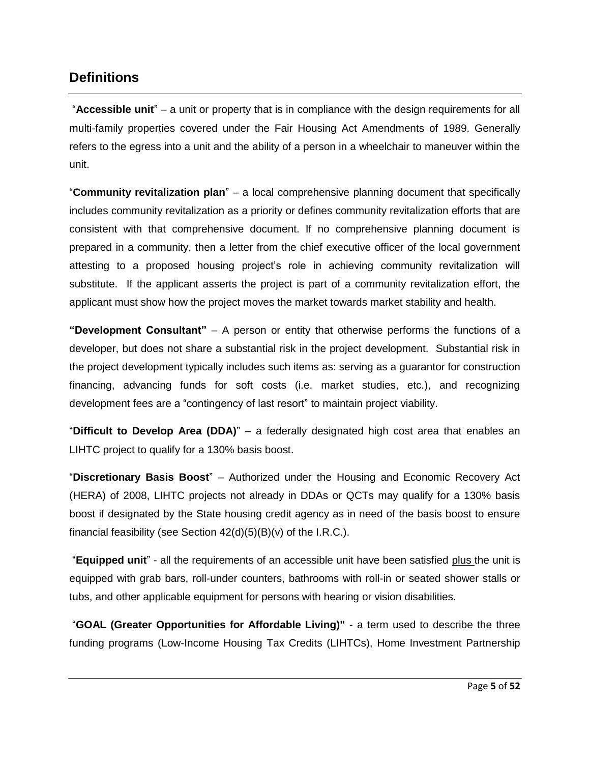## Definitions

"**Accessible unit**" – a unit or property that is in compliance with the design requirements for all multi-family properties covered under the Fair Housing Act Amendments of 1989. Generally refers to the egress into a unit and the ability of a person in a wheelchair to maneuver within the unit.

"**Community revitalization plan**" – a local comprehensive planning document that specifically includes community revitalization as a priority or defines community revitalization efforts that are consistent with that comprehensive document. If no comprehensive planning document is prepared in a community, then a letter from the chief executive officer of the local government attesting to a proposed housing project's role in achieving community revitalization will substitute. If the applicant asserts the project is part of a community revitalization effort, the applicant must show how the project moves the market towards market stability and health.

**"Development Consultant"** – A person or entity that otherwise performs the functions of a developer, but does not share a substantial risk in the project development. Substantial risk in the project development typically includes such items as: serving as a guarantor for construction financing, advancing funds for soft costs (i.e. market studies, etc.), and recognizing development fees are a "contingency of last resort" to maintain project viability.

"**Difficult to Develop Area (DDA)**" – a federally designated high cost area that enables an LIHTC project to qualify for a 130% basis boost.

"**Discretionary Basis Boost**" – Authorized under the Housing and Economic Recovery Act (HERA) of 2008, LIHTC projects not already in DDAs or QCTs may qualify for a 130% basis boost if designated by the State housing credit agency as in need of the basis boost to ensure financial feasibility (see Section 42(d)(5)(B)(v) of the I.R.C.).

"**Equipped unit**" - all the requirements of an accessible unit have been satisfied plus the unit is equipped with grab bars, roll-under counters, bathrooms with roll-in or seated shower stalls or tubs, and other applicable equipment for persons with hearing or vision disabilities.

"**GOAL (Greater Opportunities for Affordable Living)"** - a term used to describe the three funding programs (Low-Income Housing Tax Credits (LIHTCs), Home Investment Partnership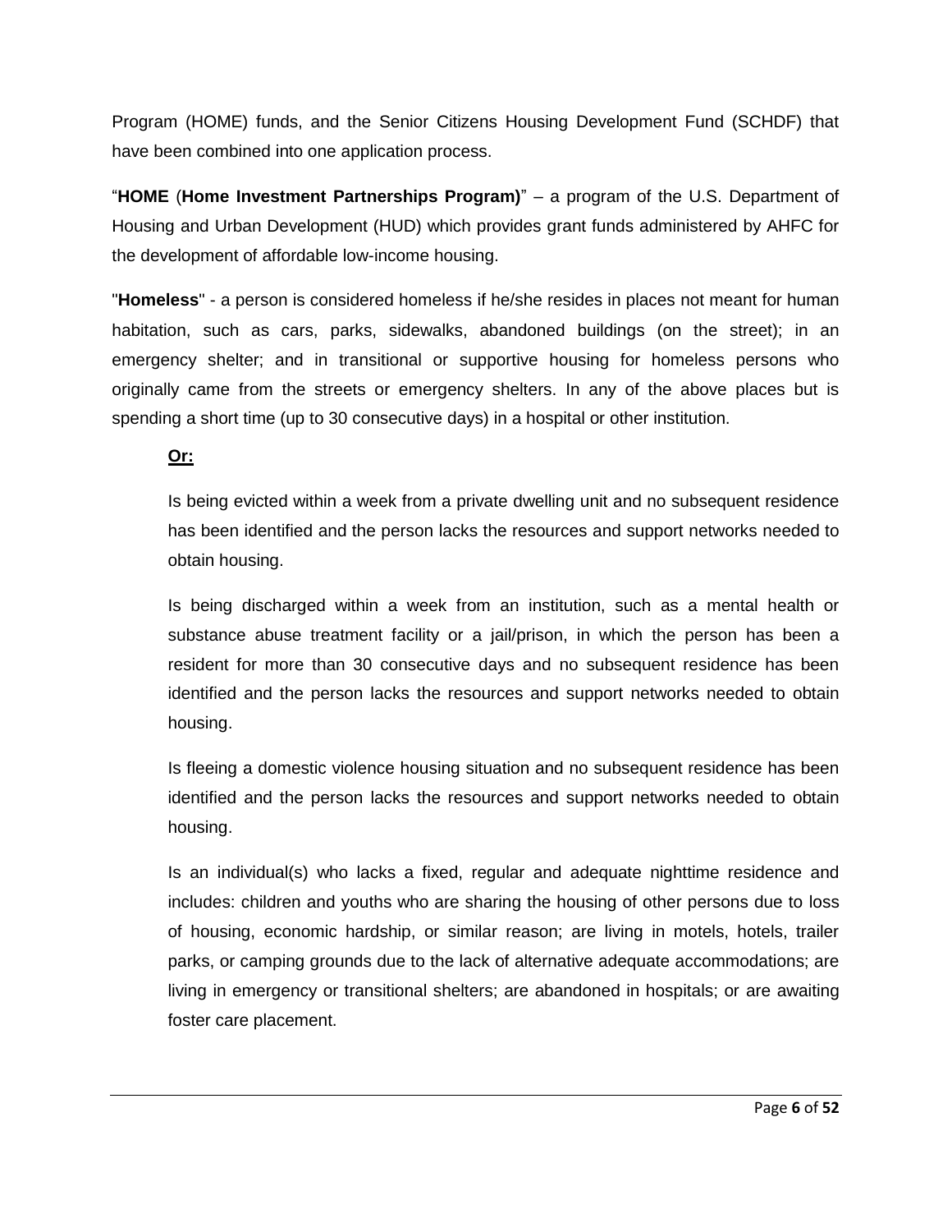Program (HOME) funds, and the Senior Citizens Housing Development Fund (SCHDF) that have been combined into one application process.

"**HOME** (**Home Investment Partnerships Program)**" – a program of the U.S. Department of Housing and Urban Development (HUD) which provides grant funds administered by AHFC for the development of affordable low-income housing.

"**Homeless**" - a person is considered homeless if he/she resides in places not meant for human habitation, such as cars, parks, sidewalks, abandoned buildings (on the street); in an emergency shelter; and in transitional or supportive housing for homeless persons who originally came from the streets or emergency shelters. In any of the above places but is spending a short time (up to 30 consecutive days) in a hospital or other institution.

> **<u>Or:</u>**
>
> Is being evicted within a week from a private dwelling unit and no subsequent residence has been identified and the person lacks the resources and support networks needed to obtain housing.
>
> Is being discharged within a week from an institution, such as a mental health or substance abuse treatment facility or a jail/prison, in which the person has been a resident for more than 30 consecutive days and no subsequent residence has been identified and the person lacks the resources and support networks needed to obtain housing.
>
> Is fleeing a domestic violence housing situation and no subsequent residence has been identified and the person lacks the resources and support networks needed to obtain housing.
>
> Is an individual(s) who lacks a fixed, regular and adequate nighttime residence and includes: children and youths who are sharing the housing of other persons due to loss of housing, economic hardship, or similar reason; are living in motels, hotels, trailer parks, or camping grounds due to the lack of alternative adequate accommodations; are living in emergency or transitional shelters; are abandoned in hospitals; or are awaiting foster care placement.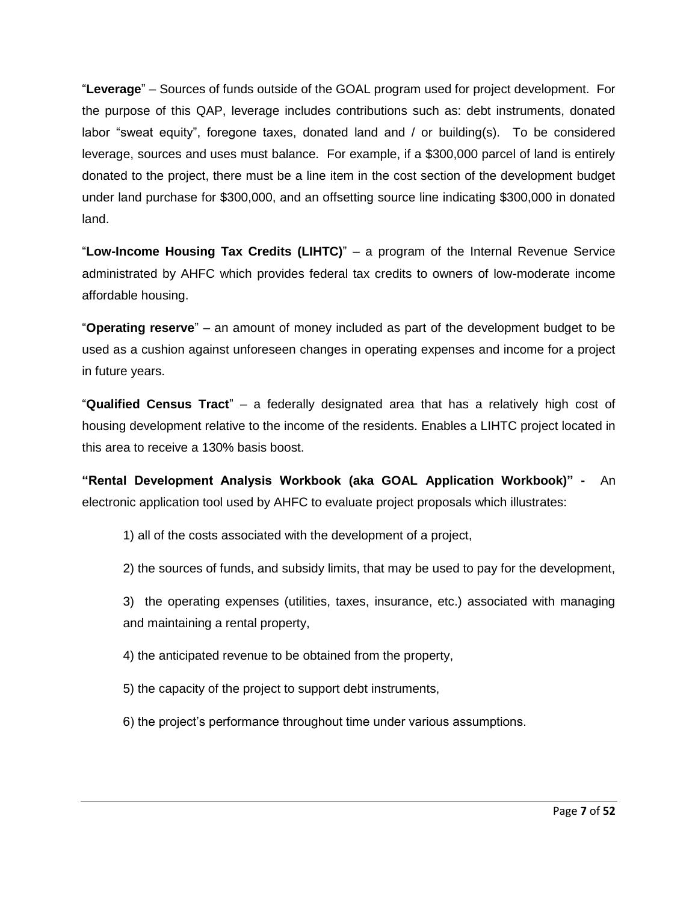"**Leverage**" – Sources of funds outside of the GOAL program used for project development. For the purpose of this QAP, leverage includes contributions such as: debt instruments, donated labor "sweat equity", foregone taxes, donated land and / or building(s). To be considered leverage, sources and uses must balance. For example, if a $300,000 parcel of land is entirely donated to the project, there must be a line item in the cost section of the development budget under land purchase for $300,000, and an offsetting source line indicating $300,000 in donated land.

"**Low-Income Housing Tax Credits (LIHTC)**" – a program of the Internal Revenue Service administrated by AHFC which provides federal tax credits to owners of low-moderate income affordable housing.

"**Operating reserve**" – an amount of money included as part of the development budget to be used as a cushion against unforeseen changes in operating expenses and income for a project in future years.

"**Qualified Census Tract**" – a federally designated area that has a relatively high cost of housing development relative to the income of the residents. Enables a LIHTC project located in this area to receive a 130% basis boost.

**"Rental Development Analysis Workbook (aka GOAL Application Workbook)" -** An electronic application tool used by AHFC to evaluate project proposals which illustrates:

1) all of the costs associated with the development of a project,

2) the sources of funds, and subsidy limits, that may be used to pay for the development,

3) the operating expenses (utilities, taxes, insurance, etc.) associated with managing and maintaining a rental property,

4) the anticipated revenue to be obtained from the property,

5) the capacity of the project to support debt instruments,

6) the project's performance throughout time under various assumptions.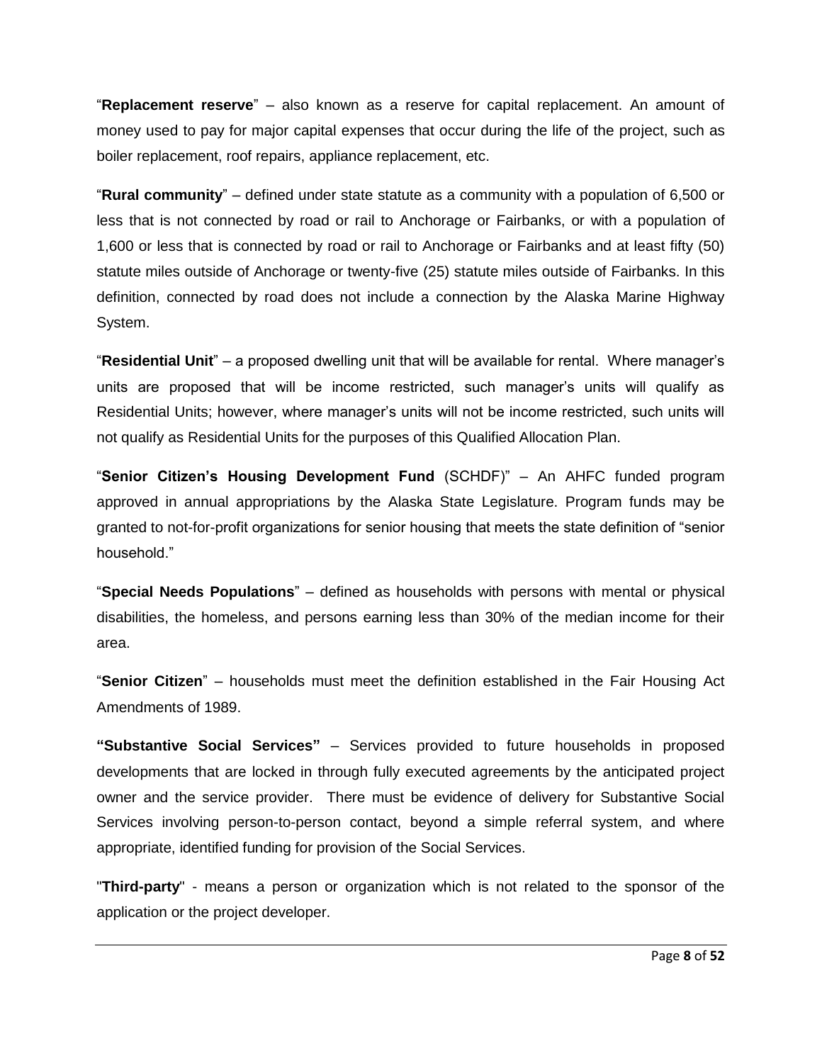"**Replacement reserve**" – also known as a reserve for capital replacement. An amount of money used to pay for major capital expenses that occur during the life of the project, such as boiler replacement, roof repairs, appliance replacement, etc.

"**Rural community**" – defined under state statute as a community with a population of 6,500 or less that is not connected by road or rail to Anchorage or Fairbanks, or with a population of 1,600 or less that is connected by road or rail to Anchorage or Fairbanks and at least fifty (50) statute miles outside of Anchorage or twenty-five (25) statute miles outside of Fairbanks. In this definition, connected by road does not include a connection by the Alaska Marine Highway System.

"**Residential Unit**" – a proposed dwelling unit that will be available for rental. Where manager's units are proposed that will be income restricted, such manager's units will qualify as Residential Units; however, where manager's units will not be income restricted, such units will not qualify as Residential Units for the purposes of this Qualified Allocation Plan.

"**Senior Citizen's Housing Development Fund** (SCHDF)" – An AHFC funded program approved in annual appropriations by the Alaska State Legislature. Program funds may be granted to not-for-profit organizations for senior housing that meets the state definition of "senior household."

"**Special Needs Populations**" – defined as households with persons with mental or physical disabilities, the homeless, and persons earning less than 30% of the median income for their area.

"**Senior Citizen**" – households must meet the definition established in the Fair Housing Act Amendments of 1989.

**"Substantive Social Services"** – Services provided to future households in proposed developments that are locked in through fully executed agreements by the anticipated project owner and the service provider. There must be evidence of delivery for Substantive Social Services involving person-to-person contact, beyond a simple referral system, and where appropriate, identified funding for provision of the Social Services.

"**Third-party**" - means a person or organization which is not related to the sponsor of the application or the project developer.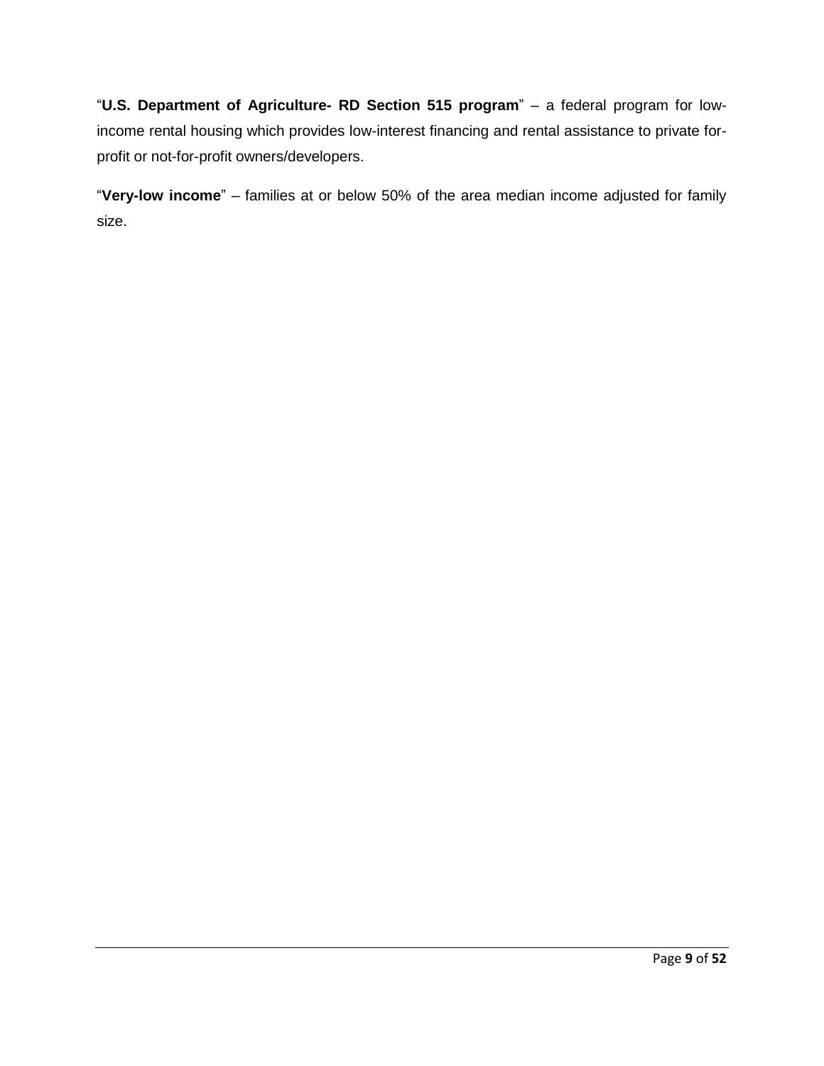"**U.S. Department of Agriculture- RD Section 515 program**" – a federal program for low-income rental housing which provides low-interest financing and rental assistance to private for-profit or not-for-profit owners/developers.

"**Very-low income**" – families at or below 50% of the area median income adjusted for family size.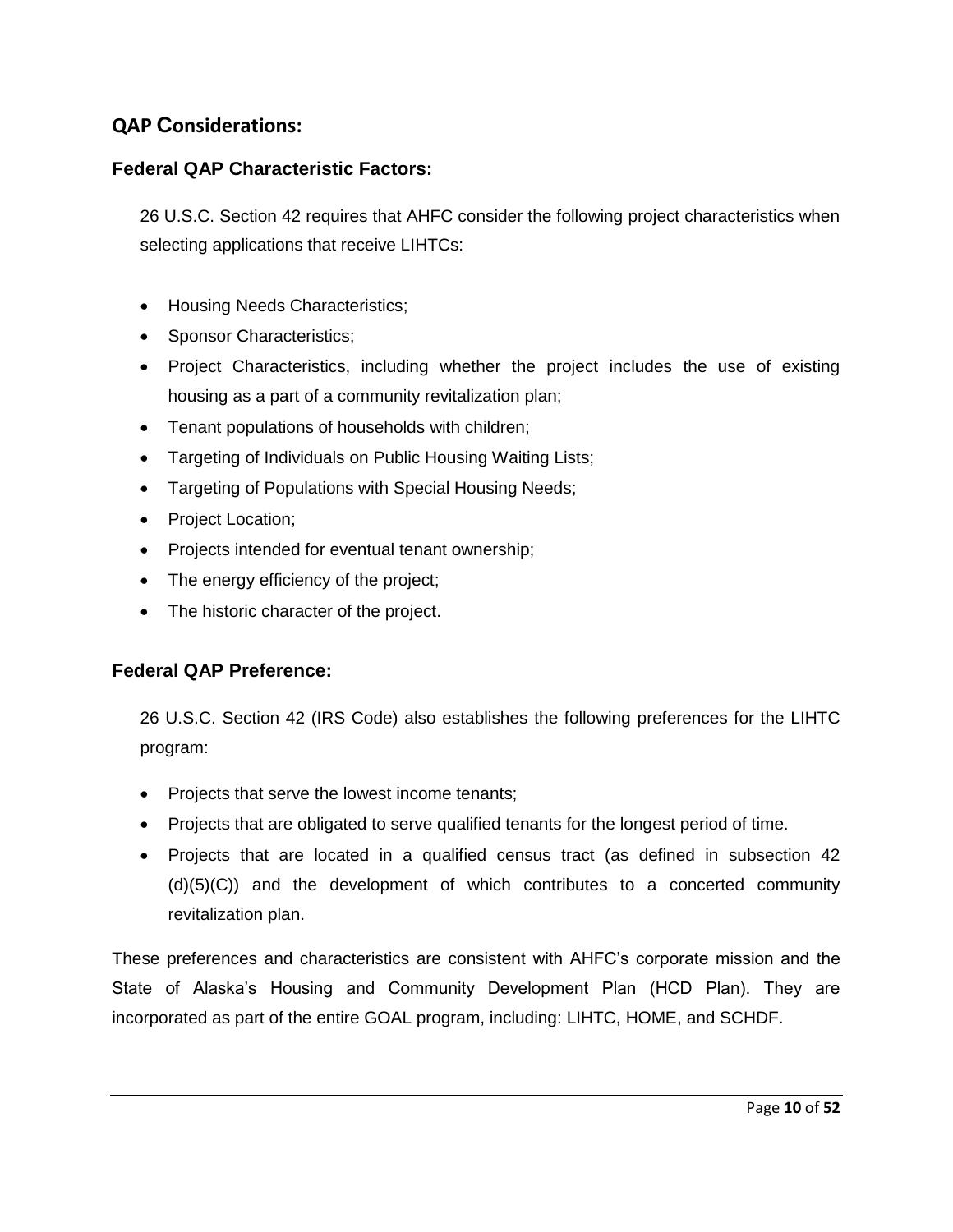## QAP Considerations:

### Federal QAP Characteristic Factors:

26 U.S.C. Section 42 requires that AHFC consider the following project characteristics when selecting applications that receive LIHTCs:

- Housing Needs Characteristics;
- Sponsor Characteristics;
- Project Characteristics, including whether the project includes the use of existing housing as a part of a community revitalization plan;
- Tenant populations of households with children;
- Targeting of Individuals on Public Housing Waiting Lists;
- Targeting of Populations with Special Housing Needs;
- Project Location;
- Projects intended for eventual tenant ownership;
- The energy efficiency of the project;
- The historic character of the project.

### Federal QAP Preference:

26 U.S.C. Section 42 (IRS Code) also establishes the following preferences for the LIHTC program:

- Projects that serve the lowest income tenants;
- Projects that are obligated to serve qualified tenants for the longest period of time.
- Projects that are located in a qualified census tract (as defined in subsection 42 (d)(5)(C)) and the development of which contributes to a concerted community revitalization plan.

These preferences and characteristics are consistent with AHFC's corporate mission and the State of Alaska's Housing and Community Development Plan (HCD Plan). They are incorporated as part of the entire GOAL program, including: LIHTC, HOME, and SCHDF.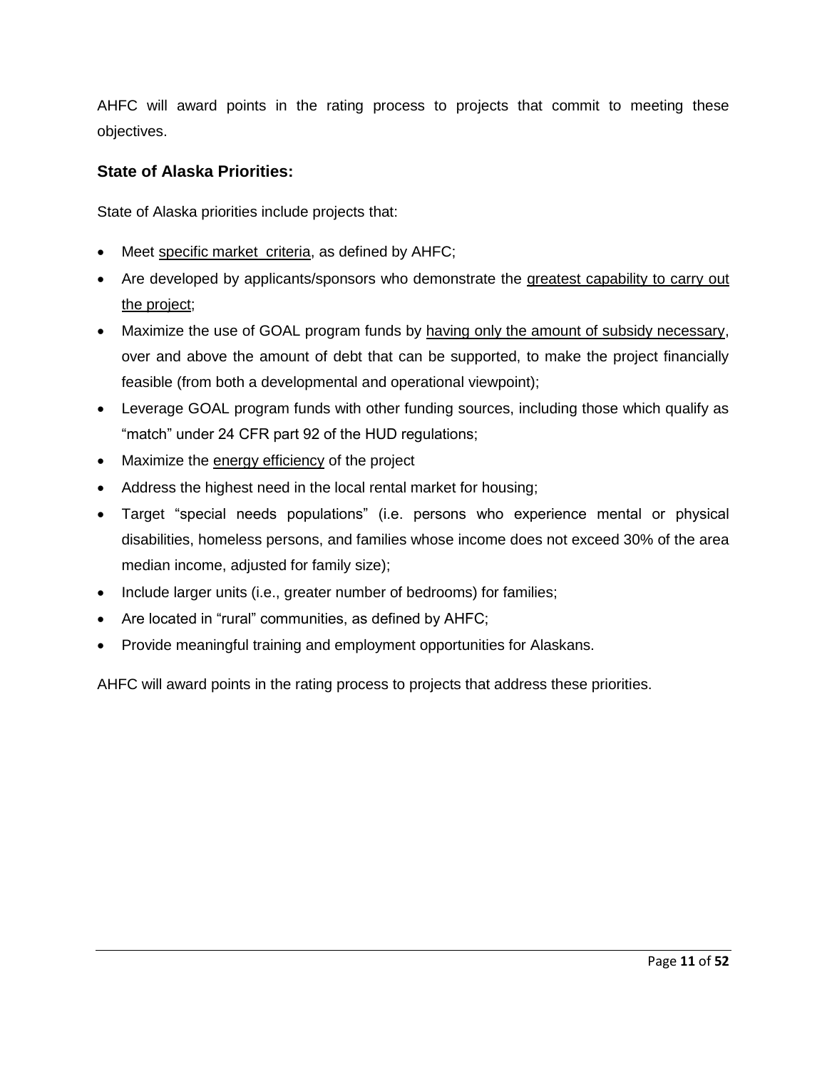AHFC will award points in the rating process to projects that commit to meeting these objectives.

### State of Alaska Priorities:

State of Alaska priorities include projects that:

- Meet specific market criteria, as defined by AHFC;
- Are developed by applicants/sponsors who demonstrate the greatest capability to carry out the project;
- Maximize the use of GOAL program funds by having only the amount of subsidy necessary, over and above the amount of debt that can be supported, to make the project financially feasible (from both a developmental and operational viewpoint);
- Leverage GOAL program funds with other funding sources, including those which qualify as "match" under 24 CFR part 92 of the HUD regulations;
- Maximize the energy efficiency of the project
- Address the highest need in the local rental market for housing;
- Target "special needs populations" (i.e. persons who experience mental or physical disabilities, homeless persons, and families whose income does not exceed 30% of the area median income, adjusted for family size);
- Include larger units (i.e., greater number of bedrooms) for families;
- Are located in "rural" communities, as defined by AHFC;
- Provide meaningful training and employment opportunities for Alaskans.

AHFC will award points in the rating process to projects that address these priorities.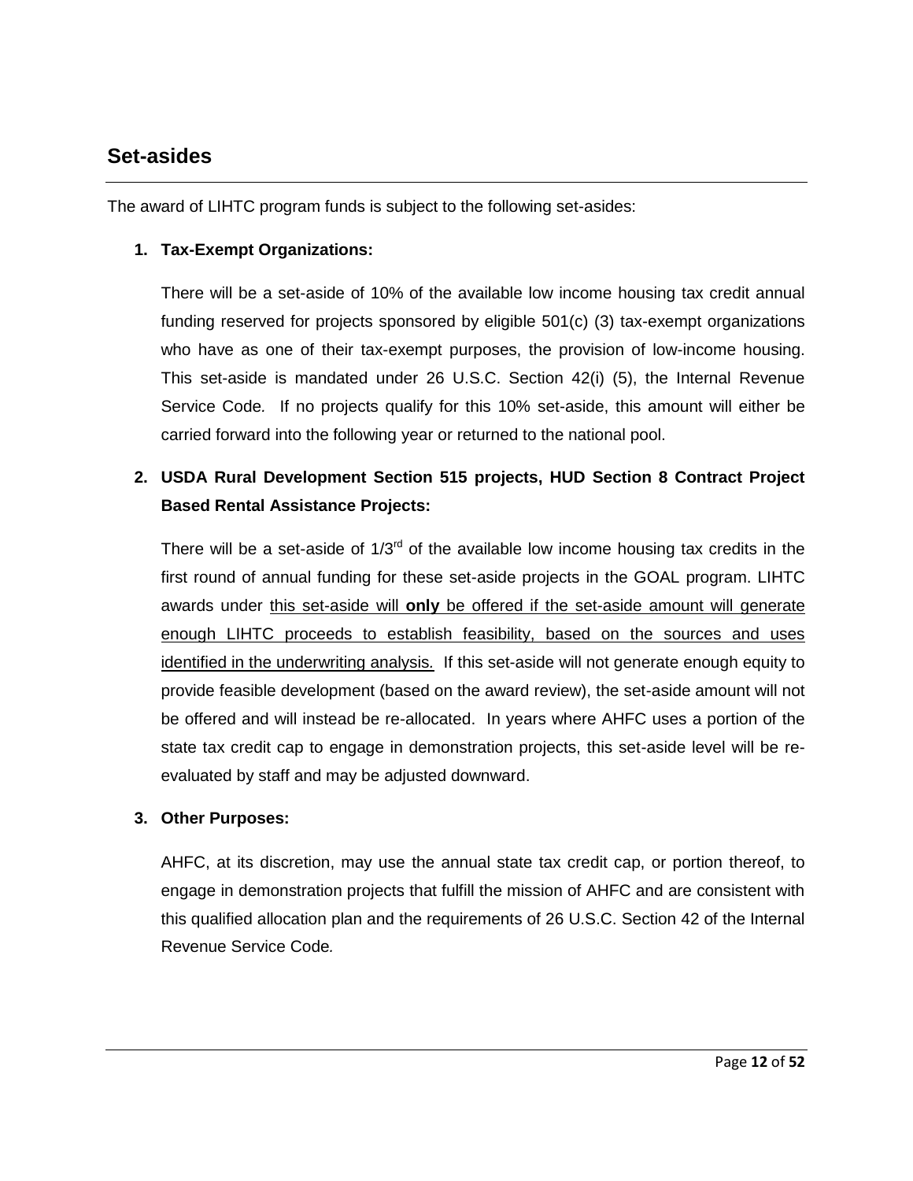## Set-asides

The award of LIHTC program funds is subject to the following set-asides:

1. **Tax-Exempt Organizations:**

   There will be a set-aside of 10% of the available low income housing tax credit annual funding reserved for projects sponsored by eligible 501(c) (3) tax-exempt organizations who have as one of their tax-exempt purposes, the provision of low-income housing. This set-aside is mandated under 26 U.S.C. Section 42(i) (5), the Internal Revenue Service Code. If no projects qualify for this 10% set-aside, this amount will either be carried forward into the following year or returned to the national pool.

2. **USDA Rural Development Section 515 projects, HUD Section 8 Contract Project Based Rental Assistance Projects:**

   There will be a set-aside of 1/3rd of the available low income housing tax credits in the first round of annual funding for these set-aside projects in the GOAL program. LIHTC awards under <u>this set-aside will **only** be offered if the set-aside amount will generate enough LIHTC proceeds to establish feasibility, based on the sources and uses identified in the underwriting analysis.</u> If this set-aside will not generate enough equity to provide feasible development (based on the award review), the set-aside amount will not be offered and will instead be re-allocated. In years where AHFC uses a portion of the state tax credit cap to engage in demonstration projects, this set-aside level will be re-evaluated by staff and may be adjusted downward.

3. **Other Purposes:**

   AHFC, at its discretion, may use the annual state tax credit cap, or portion thereof, to engage in demonstration projects that fulfill the mission of AHFC and are consistent with this qualified allocation plan and the requirements of 26 U.S.C. Section 42 of the Internal Revenue Service Code.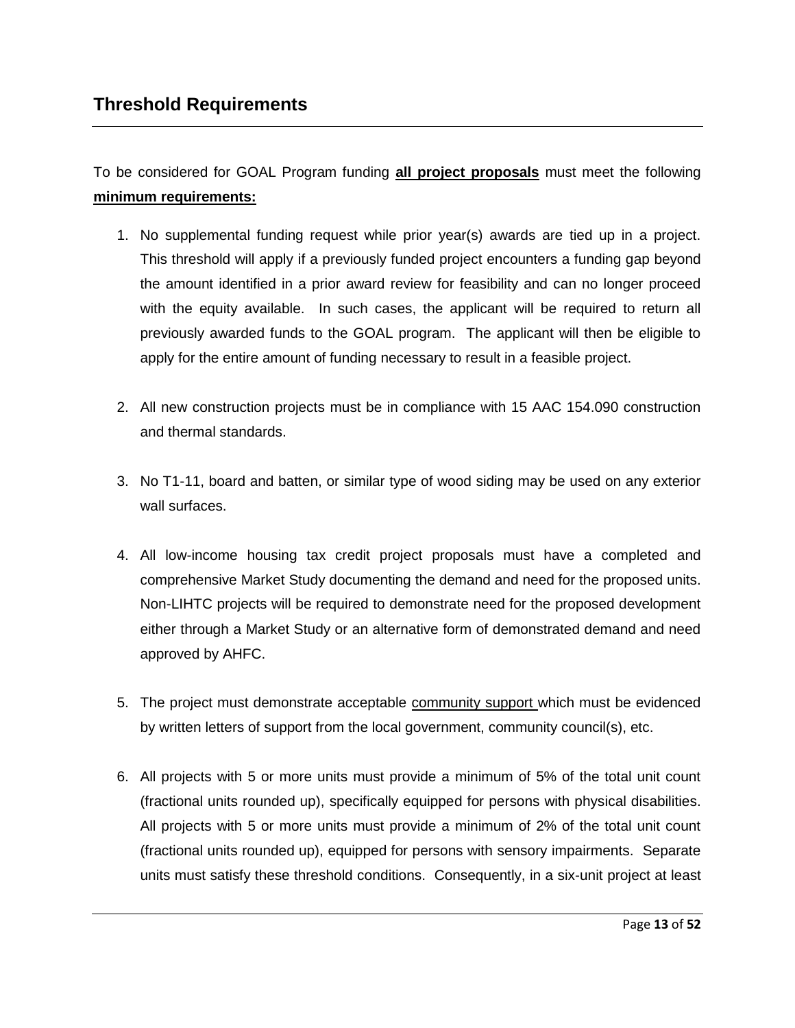## Threshold Requirements

To be considered for GOAL Program funding **all project proposals** must meet the following **minimum requirements:**

1. No supplemental funding request while prior year(s) awards are tied up in a project. This threshold will apply if a previously funded project encounters a funding gap beyond the amount identified in a prior award review for feasibility and can no longer proceed with the equity available. In such cases, the applicant will be required to return all previously awarded funds to the GOAL program. The applicant will then be eligible to apply for the entire amount of funding necessary to result in a feasible project.

2. All new construction projects must be in compliance with 15 AAC 154.090 construction and thermal standards.

3. No T1-11, board and batten, or similar type of wood siding may be used on any exterior wall surfaces.

4. All low-income housing tax credit project proposals must have a completed and comprehensive Market Study documenting the demand and need for the proposed units. Non-LIHTC projects will be required to demonstrate need for the proposed development either through a Market Study or an alternative form of demonstrated demand and need approved by AHFC.

5. The project must demonstrate acceptable community support which must be evidenced by written letters of support from the local government, community council(s), etc.

6. All projects with 5 or more units must provide a minimum of 5% of the total unit count (fractional units rounded up), specifically equipped for persons with physical disabilities. All projects with 5 or more units must provide a minimum of 2% of the total unit count (fractional units rounded up), equipped for persons with sensory impairments. Separate units must satisfy these threshold conditions. Consequently, in a six-unit project at least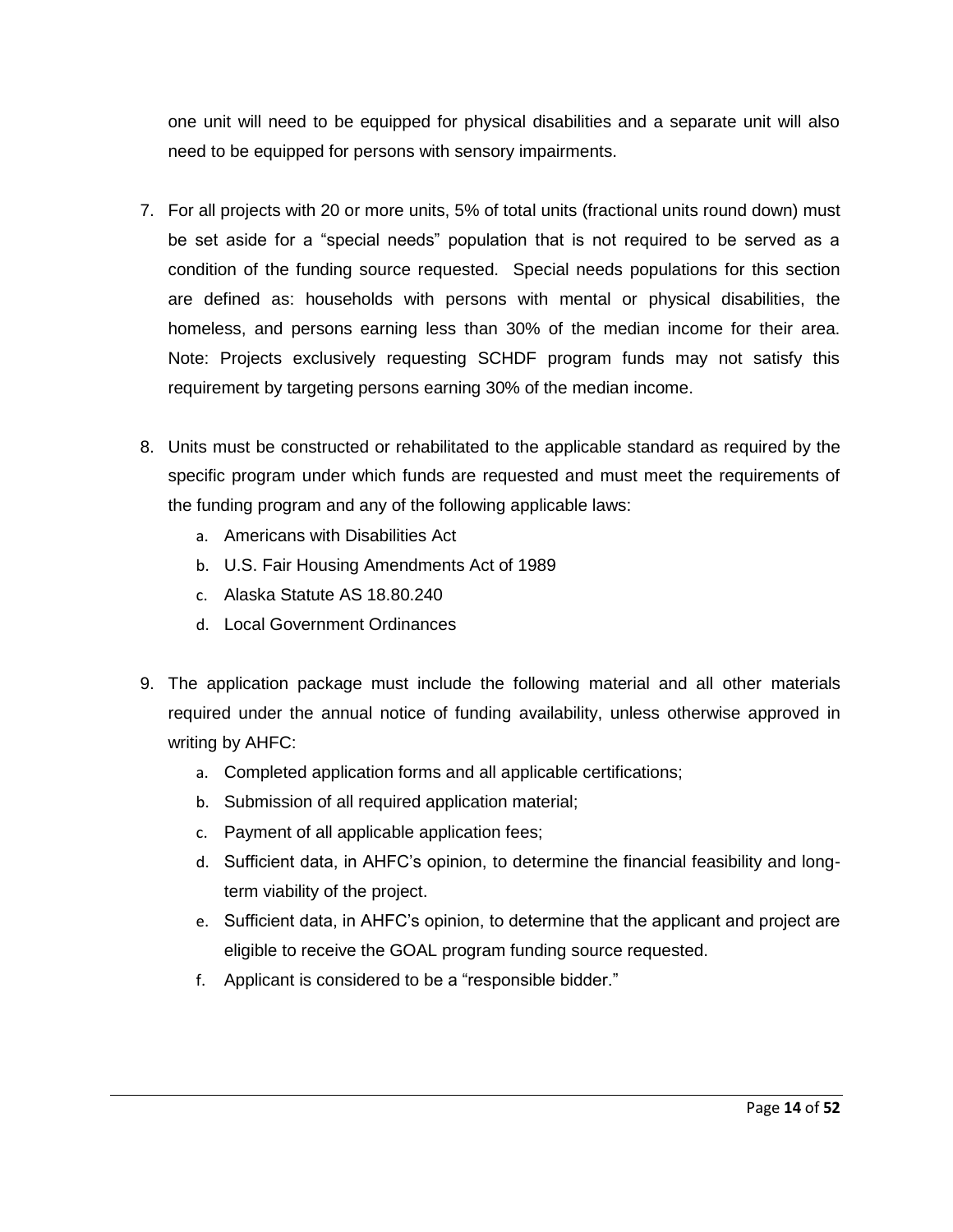one unit will need to be equipped for physical disabilities and a separate unit will also need to be equipped for persons with sensory impairments.

7. For all projects with 20 or more units, 5% of total units (fractional units round down) must be set aside for a "special needs" population that is not required to be served as a condition of the funding source requested. Special needs populations for this section are defined as: households with persons with mental or physical disabilities, the homeless, and persons earning less than 30% of the median income for their area. Note: Projects exclusively requesting SCHDF program funds may not satisfy this requirement by targeting persons earning 30% of the median income.

8. Units must be constructed or rehabilitated to the applicable standard as required by the specific program under which funds are requested and must meet the requirements of the funding program and any of the following applicable laws:
   a. Americans with Disabilities Act
   b. U.S. Fair Housing Amendments Act of 1989
   c. Alaska Statute AS 18.80.240
   d. Local Government Ordinances

9. The application package must include the following material and all other materials required under the annual notice of funding availability, unless otherwise approved in writing by AHFC:
   a. Completed application forms and all applicable certifications;
   b. Submission of all required application material;
   c. Payment of all applicable application fees;
   d. Sufficient data, in AHFC's opinion, to determine the financial feasibility and long-term viability of the project.
   e. Sufficient data, in AHFC's opinion, to determine that the applicant and project are eligible to receive the GOAL program funding source requested.
   f. Applicant is considered to be a "responsible bidder."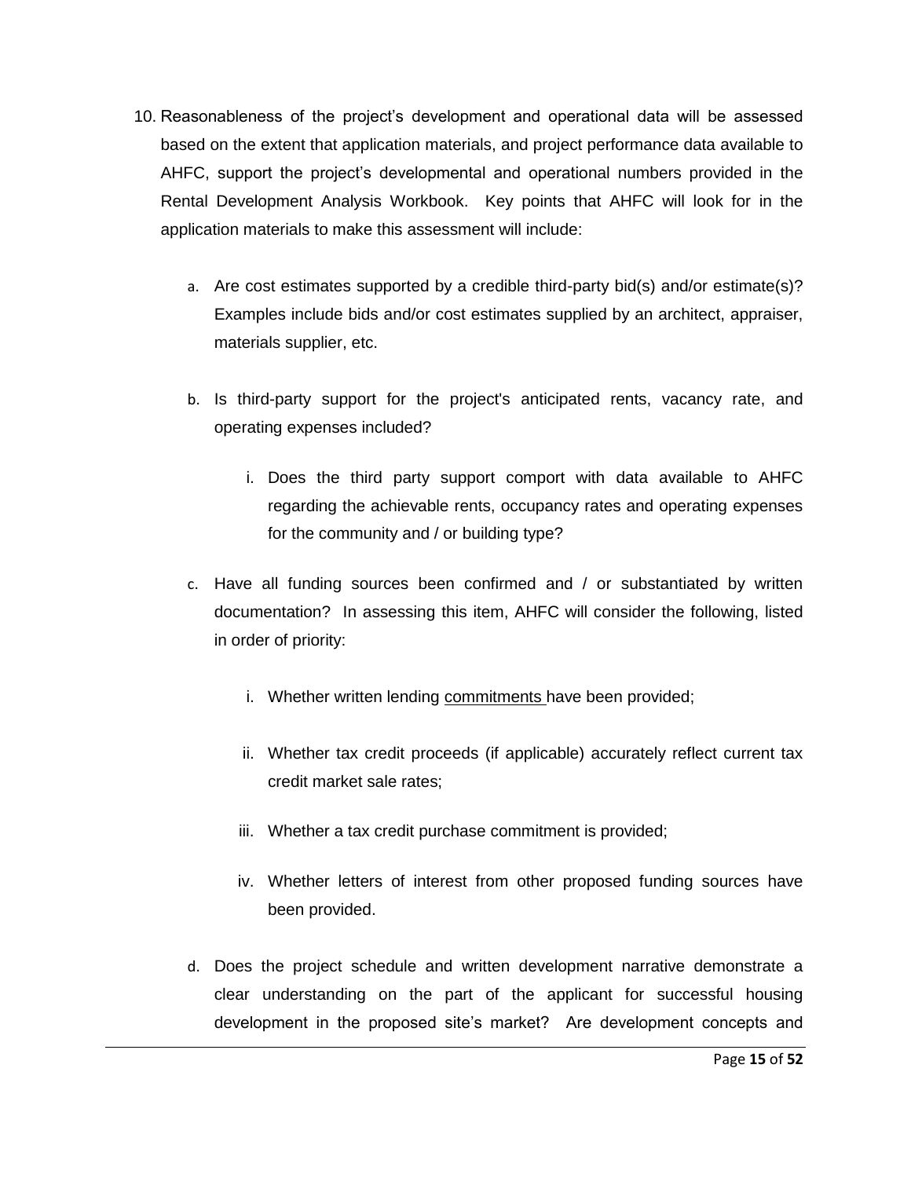10. Reasonableness of the project's development and operational data will be assessed based on the extent that application materials, and project performance data available to AHFC, support the project's developmental and operational numbers provided in the Rental Development Analysis Workbook. Key points that AHFC will look for in the application materials to make this assessment will include:

    a. Are cost estimates supported by a credible third-party bid(s) and/or estimate(s)? Examples include bids and/or cost estimates supplied by an architect, appraiser, materials supplier, etc.

    b. Is third-party support for the project's anticipated rents, vacancy rate, and operating expenses included?

        i. Does the third party support comport with data available to AHFC regarding the achievable rents, occupancy rates and operating expenses for the community and / or building type?

    c. Have all funding sources been confirmed and / or substantiated by written documentation? In assessing this item, AHFC will consider the following, listed in order of priority:

        i. Whether written lending <u>commitments</u> have been provided;

        ii. Whether tax credit proceeds (if applicable) accurately reflect current tax credit market sale rates;

        iii. Whether a tax credit purchase commitment is provided;

        iv. Whether letters of interest from other proposed funding sources have been provided.

    d. Does the project schedule and written development narrative demonstrate a clear understanding on the part of the applicant for successful housing development in the proposed site's market? Are development concepts and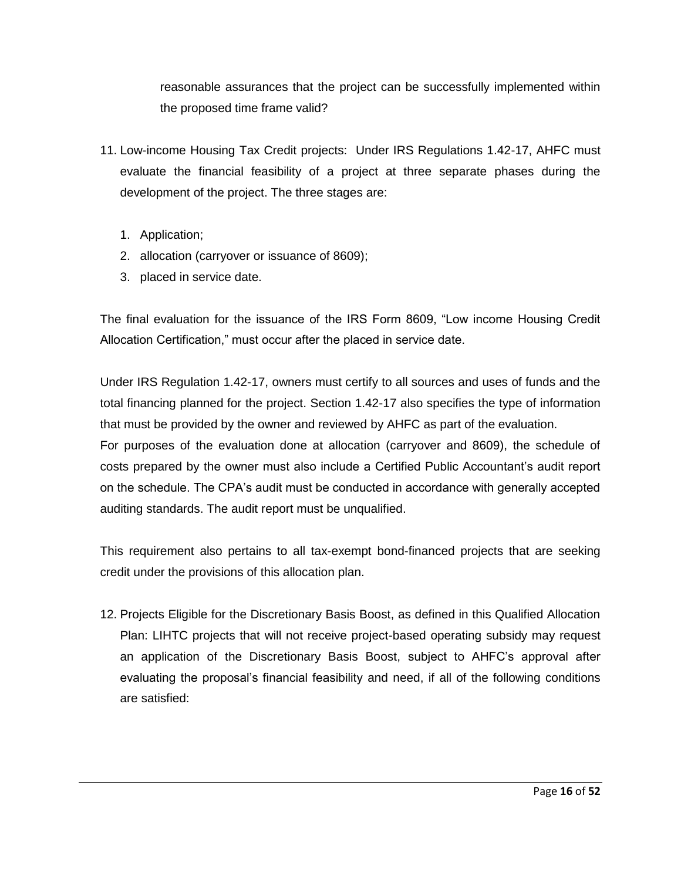reasonable assurances that the project can be successfully implemented within the proposed time frame valid?

11. Low-income Housing Tax Credit projects: Under IRS Regulations 1.42-17, AHFC must evaluate the financial feasibility of a project at three separate phases during the development of the project. The three stages are:

    1. Application;
    2. allocation (carryover or issuance of 8609);
    3. placed in service date.

The final evaluation for the issuance of the IRS Form 8609, "Low income Housing Credit Allocation Certification," must occur after the placed in service date.

Under IRS Regulation 1.42-17, owners must certify to all sources and uses of funds and the total financing planned for the project. Section 1.42-17 also specifies the type of information that must be provided by the owner and reviewed by AHFC as part of the evaluation.
For purposes of the evaluation done at allocation (carryover and 8609), the schedule of costs prepared by the owner must also include a Certified Public Accountant's audit report on the schedule. The CPA's audit must be conducted in accordance with generally accepted auditing standards. The audit report must be unqualified.

This requirement also pertains to all tax-exempt bond-financed projects that are seeking credit under the provisions of this allocation plan.

12. Projects Eligible for the Discretionary Basis Boost, as defined in this Qualified Allocation Plan: LIHTC projects that will not receive project-based operating subsidy may request an application of the Discretionary Basis Boost, subject to AHFC's approval after evaluating the proposal's financial feasibility and need, if all of the following conditions are satisfied: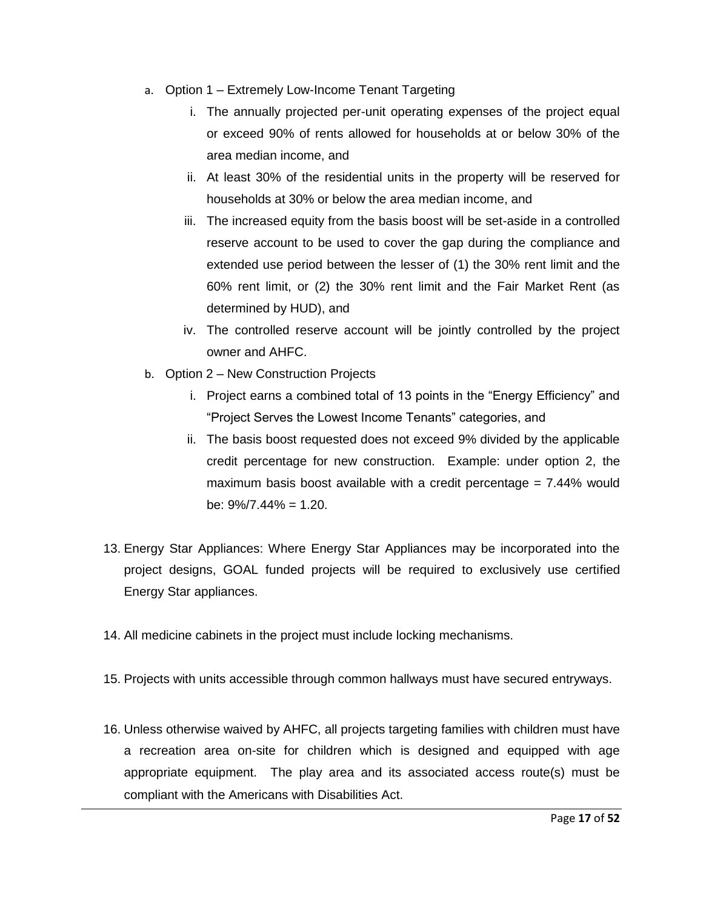a. Option 1 – Extremely Low-Income Tenant Targeting
   i. The annually projected per-unit operating expenses of the project equal or exceed 90% of rents allowed for households at or below 30% of the area median income, and
   ii. At least 30% of the residential units in the property will be reserved for households at 30% or below the area median income, and
   iii. The increased equity from the basis boost will be set-aside in a controlled reserve account to be used to cover the gap during the compliance and extended use period between the lesser of (1) the 30% rent limit and the 60% rent limit, or (2) the 30% rent limit and the Fair Market Rent (as determined by HUD), and
   iv. The controlled reserve account will be jointly controlled by the project owner and AHFC.
b. Option 2 – New Construction Projects
   i. Project earns a combined total of 13 points in the "Energy Efficiency" and "Project Serves the Lowest Income Tenants" categories, and
   ii. The basis boost requested does not exceed 9% divided by the applicable credit percentage for new construction. Example: under option 2, the maximum basis boost available with a credit percentage = 7.44% would be: 9%/7.44% = 1.20.

13. Energy Star Appliances: Where Energy Star Appliances may be incorporated into the project designs, GOAL funded projects will be required to exclusively use certified Energy Star appliances.

14. All medicine cabinets in the project must include locking mechanisms.

15. Projects with units accessible through common hallways must have secured entryways.

16. Unless otherwise waived by AHFC, all projects targeting families with children must have a recreation area on-site for children which is designed and equipped with age appropriate equipment. The play area and its associated access route(s) must be compliant with the Americans with Disabilities Act.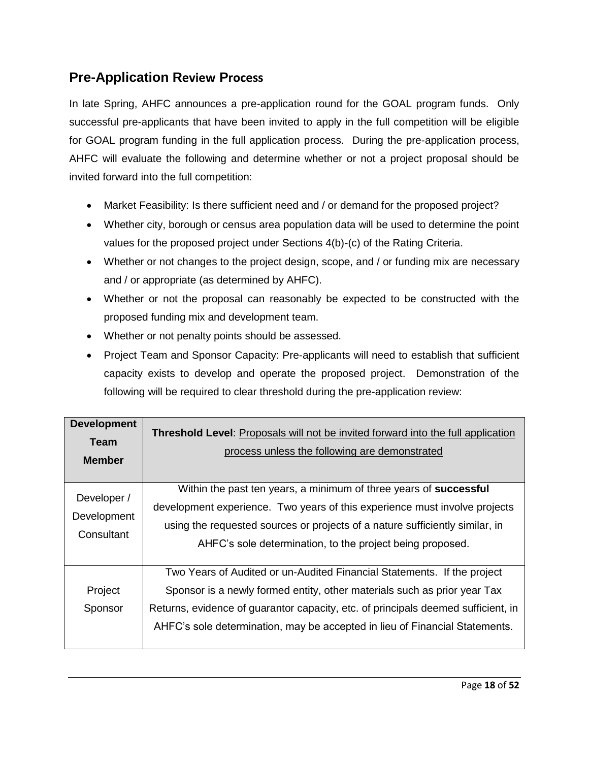## Pre-Application Review Process

In late Spring, AHFC announces a pre-application round for the GOAL program funds. Only successful pre-applicants that have been invited to apply in the full competition will be eligible for GOAL program funding in the full application process. During the pre-application process, AHFC will evaluate the following and determine whether or not a project proposal should be invited forward into the full competition:

- Market Feasibility: Is there sufficient need and / or demand for the proposed project?
- Whether city, borough or census area population data will be used to determine the point values for the proposed project under Sections 4(b)-(c) of the Rating Criteria.
- Whether or not changes to the project design, scope, and / or funding mix are necessary and / or appropriate (as determined by AHFC).
- Whether or not the proposal can reasonably be expected to be constructed with the proposed funding mix and development team.
- Whether or not penalty points should be assessed.
- Project Team and Sponsor Capacity: Pre-applicants will need to establish that sufficient capacity exists to develop and operate the proposed project. Demonstration of the following will be required to clear threshold during the pre-application review:

| Development Team Member | **Threshold Level**: Proposals will not be invited forward into the full application process unless the following are demonstrated |
|---|---|
| Developer / Development Consultant | Within the past ten years, a minimum of three years of **successful** development experience. Two years of this experience must involve projects using the requested sources or projects of a nature sufficiently similar, in AHFC's sole determination, to the project being proposed. |
| Project Sponsor | Two Years of Audited or un-Audited Financial Statements. If the project Sponsor is a newly formed entity, other materials such as prior year Tax Returns, evidence of guarantor capacity, etc. of principals deemed sufficient, in AHFC's sole determination, may be accepted in lieu of Financial Statements. |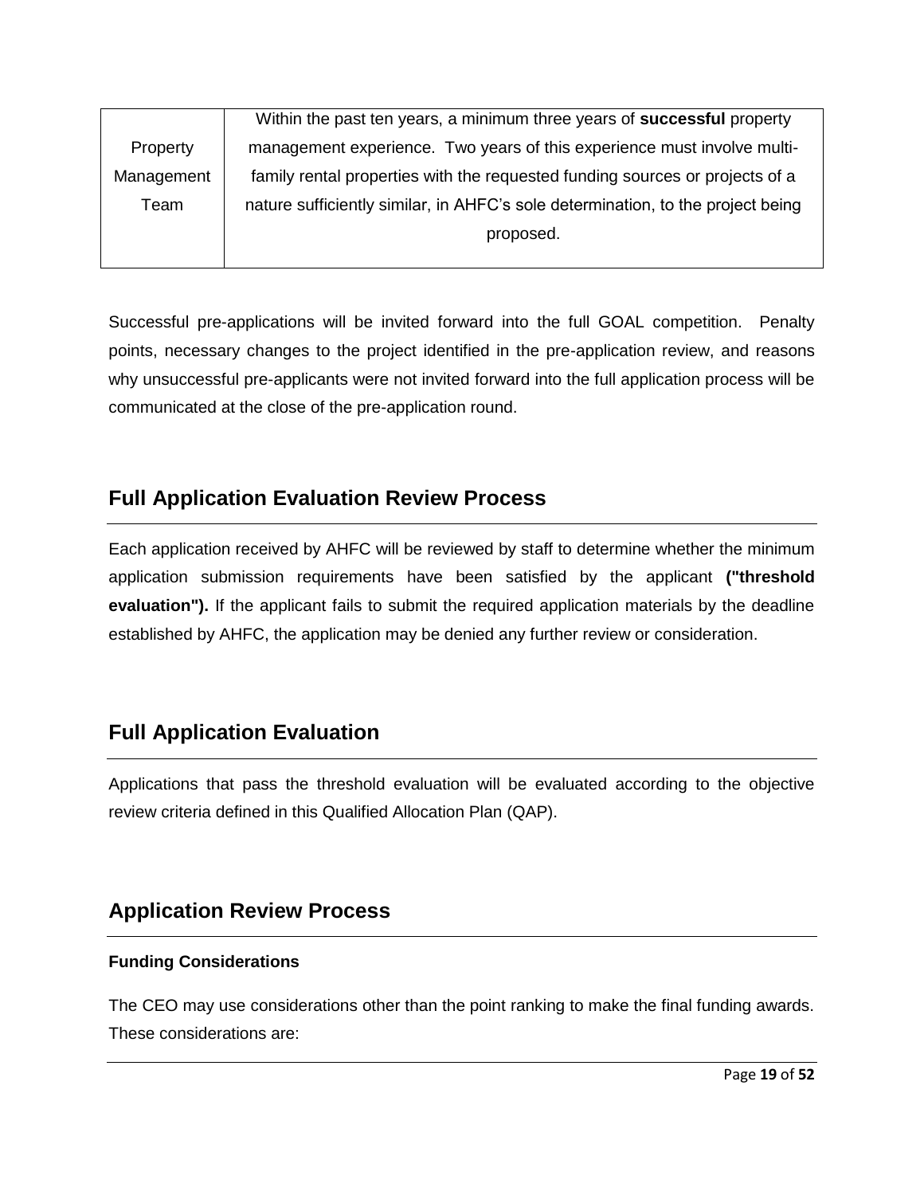| Property Management Team | Within the past ten years, a minimum three years of **successful** property management experience. Two years of this experience must involve multi-family rental properties with the requested funding sources or projects of a nature sufficiently similar, in AHFC's sole determination, to the project being proposed. |
|---|---|

Successful pre-applications will be invited forward into the full GOAL competition. Penalty points, necessary changes to the project identified in the pre-application review, and reasons why unsuccessful pre-applicants were not invited forward into the full application process will be communicated at the close of the pre-application round.

## Full Application Evaluation Review Process

Each application received by AHFC will be reviewed by staff to determine whether the minimum application submission requirements have been satisfied by the applicant **("threshold evaluation").** If the applicant fails to submit the required application materials by the deadline established by AHFC, the application may be denied any further review or consideration.

## Full Application Evaluation

Applications that pass the threshold evaluation will be evaluated according to the objective review criteria defined in this Qualified Allocation Plan (QAP).

## Application Review Process

### Funding Considerations

The CEO may use considerations other than the point ranking to make the final funding awards. These considerations are: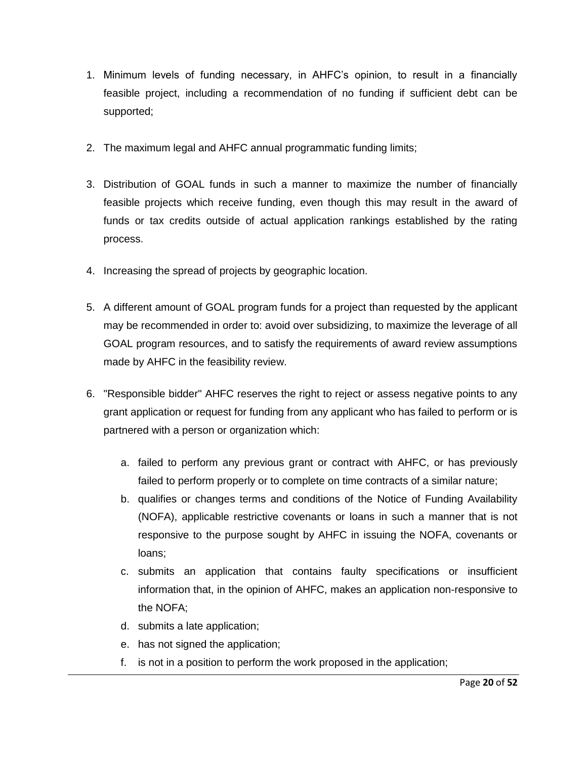1. Minimum levels of funding necessary, in AHFC's opinion, to result in a financially feasible project, including a recommendation of no funding if sufficient debt can be supported;

2. The maximum legal and AHFC annual programmatic funding limits;

3. Distribution of GOAL funds in such a manner to maximize the number of financially feasible projects which receive funding, even though this may result in the award of funds or tax credits outside of actual application rankings established by the rating process.

4. Increasing the spread of projects by geographic location.

5. A different amount of GOAL program funds for a project than requested by the applicant may be recommended in order to: avoid over subsidizing, to maximize the leverage of all GOAL program resources, and to satisfy the requirements of award review assumptions made by AHFC in the feasibility review.

6. "Responsible bidder" AHFC reserves the right to reject or assess negative points to any grant application or request for funding from any applicant who has failed to perform or is partnered with a person or organization which:

   a. failed to perform any previous grant or contract with AHFC, or has previously failed to perform properly or to complete on time contracts of a similar nature;
   b. qualifies or changes terms and conditions of the Notice of Funding Availability (NOFA), applicable restrictive covenants or loans in such a manner that is not responsive to the purpose sought by AHFC in issuing the NOFA, covenants or loans;
   c. submits an application that contains faulty specifications or insufficient information that, in the opinion of AHFC, makes an application non-responsive to the NOFA;
   d. submits a late application;
   e. has not signed the application;
   f. is not in a position to perform the work proposed in the application;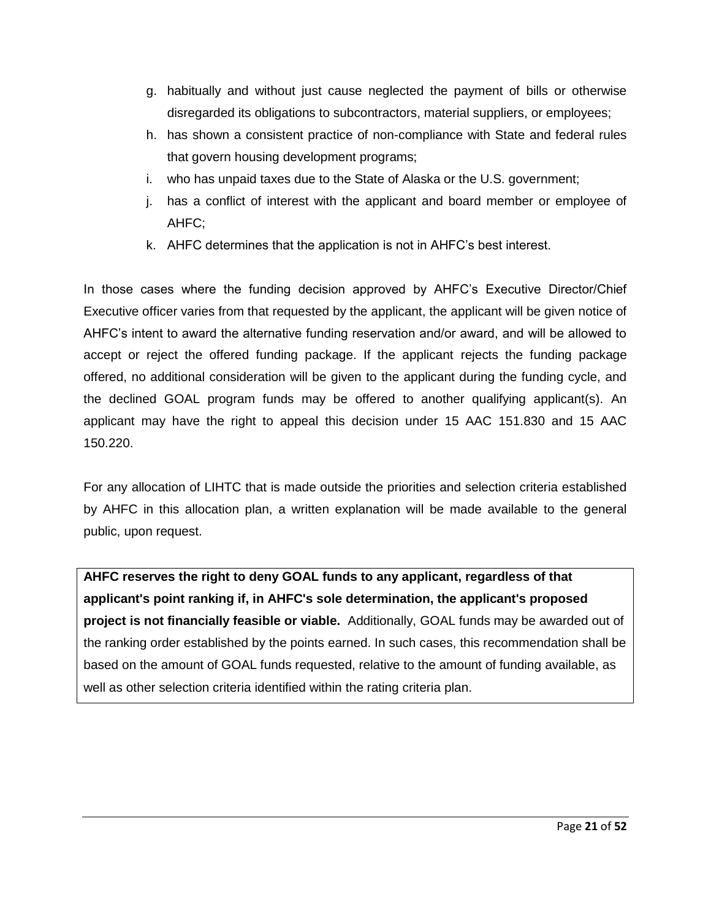g. habitually and without just cause neglected the payment of bills or otherwise disregarded its obligations to subcontractors, material suppliers, or employees;
h. has shown a consistent practice of non-compliance with State and federal rules that govern housing development programs;
i. who has unpaid taxes due to the State of Alaska or the U.S. government;
j. has a conflict of interest with the applicant and board member or employee of AHFC;
k. AHFC determines that the application is not in AHFC's best interest.

In those cases where the funding decision approved by AHFC's Executive Director/Chief Executive officer varies from that requested by the applicant, the applicant will be given notice of AHFC's intent to award the alternative funding reservation and/or award, and will be allowed to accept or reject the offered funding package. If the applicant rejects the funding package offered, no additional consideration will be given to the applicant during the funding cycle, and the declined GOAL program funds may be offered to another qualifying applicant(s). An applicant may have the right to appeal this decision under 15 AAC 151.830 and 15 AAC 150.220.

For any allocation of LIHTC that is made outside the priorities and selection criteria established by AHFC in this allocation plan, a written explanation will be made available to the general public, upon request.

**AHFC reserves the right to deny GOAL funds to any applicant, regardless of that applicant's point ranking if, in AHFC's sole determination, the applicant's proposed project is not financially feasible or viable.** Additionally, GOAL funds may be awarded out of the ranking order established by the points earned. In such cases, this recommendation shall be based on the amount of GOAL funds requested, relative to the amount of funding available, as well as other selection criteria identified within the rating criteria plan.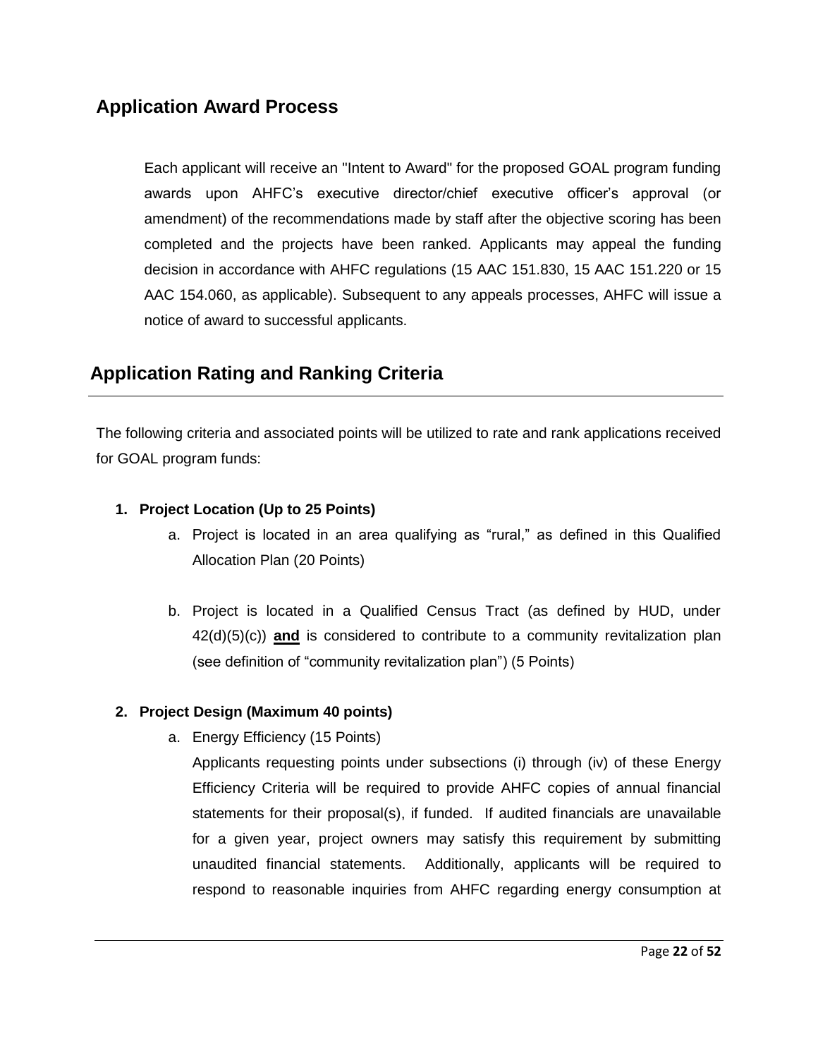## Application Award Process

Each applicant will receive an "Intent to Award" for the proposed GOAL program funding awards upon AHFC's executive director/chief executive officer's approval (or amendment) of the recommendations made by staff after the objective scoring has been completed and the projects have been ranked. Applicants may appeal the funding decision in accordance with AHFC regulations (15 AAC 151.830, 15 AAC 151.220 or 15 AAC 154.060, as applicable). Subsequent to any appeals processes, AHFC will issue a notice of award to successful applicants.

## Application Rating and Ranking Criteria

The following criteria and associated points will be utilized to rate and rank applications received for GOAL program funds:

1. **Project Location (Up to 25 Points)**
   a. Project is located in an area qualifying as "rural," as defined in this Qualified Allocation Plan (20 Points)

   b. Project is located in a Qualified Census Tract (as defined by HUD, under 42(d)(5)(c)) **and** is considered to contribute to a community revitalization plan (see definition of "community revitalization plan") (5 Points)

2. **Project Design (Maximum 40 points)**
   a. Energy Efficiency (15 Points)

      Applicants requesting points under subsections (i) through (iv) of these Energy Efficiency Criteria will be required to provide AHFC copies of annual financial statements for their proposal(s), if funded. If audited financials are unavailable for a given year, project owners may satisfy this requirement by submitting unaudited financial statements. Additionally, applicants will be required to respond to reasonable inquiries from AHFC regarding energy consumption at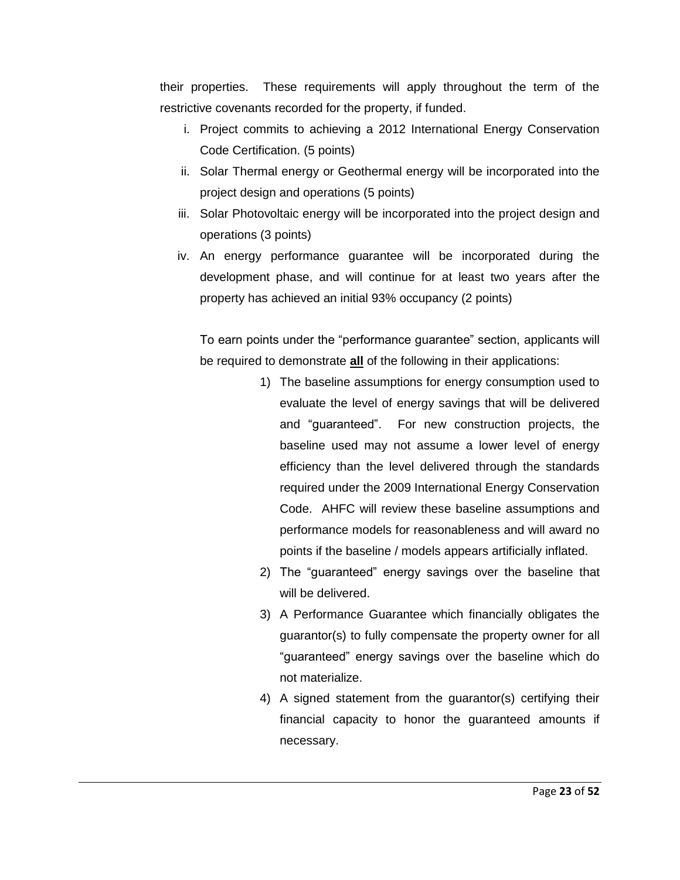their properties. These requirements will apply throughout the term of the restrictive covenants recorded for the property, if funded.

i. Project commits to achieving a 2012 International Energy Conservation Code Certification. (5 points)
ii. Solar Thermal energy or Geothermal energy will be incorporated into the project design and operations (5 points)
iii. Solar Photovoltaic energy will be incorporated into the project design and operations (3 points)
iv. An energy performance guarantee will be incorporated during the development phase, and will continue for at least two years after the property has achieved an initial 93% occupancy (2 points)

   To earn points under the "performance guarantee" section, applicants will be required to demonstrate **<u>all</u>** of the following in their applications:

   1) The baseline assumptions for energy consumption used to evaluate the level of energy savings that will be delivered and "guaranteed". For new construction projects, the baseline used may not assume a lower level of energy efficiency than the level delivered through the standards required under the 2009 International Energy Conservation Code. AHFC will review these baseline assumptions and performance models for reasonableness and will award no points if the baseline / models appears artificially inflated.
   2) The "guaranteed" energy savings over the baseline that will be delivered.
   3) A Performance Guarantee which financially obligates the guarantor(s) to fully compensate the property owner for all "guaranteed" energy savings over the baseline which do not materialize.
   4) A signed statement from the guarantor(s) certifying their financial capacity to honor the guaranteed amounts if necessary.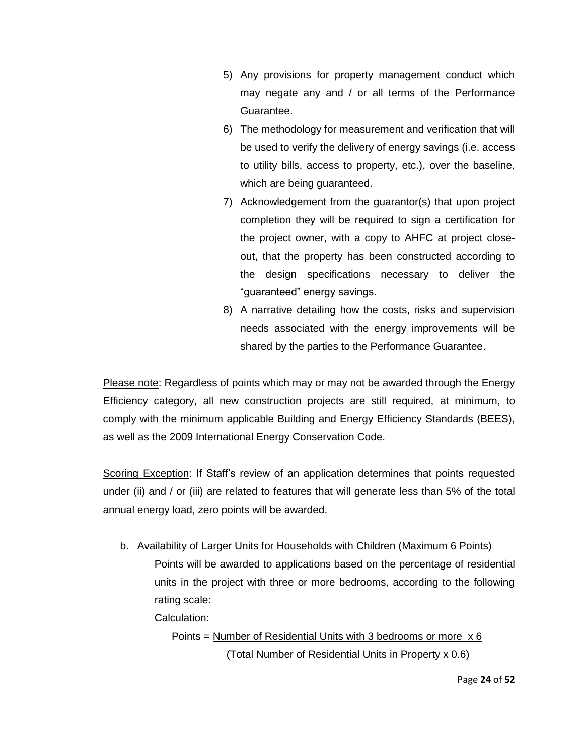5) Any provisions for property management conduct which may negate any and / or all terms of the Performance Guarantee.
6) The methodology for measurement and verification that will be used to verify the delivery of energy savings (i.e. access to utility bills, access to property, etc.), over the baseline, which are being guaranteed.
7) Acknowledgement from the guarantor(s) that upon project completion they will be required to sign a certification for the project owner, with a copy to AHFC at project close-out, that the property has been constructed according to the design specifications necessary to deliver the "guaranteed" energy savings.
8) A narrative detailing how the costs, risks and supervision needs associated with the energy improvements will be shared by the parties to the Performance Guarantee.

<u>Please note</u>: Regardless of points which may or may not be awarded through the Energy Efficiency category, all new construction projects are still required, <u>at minimum</u>, to comply with the minimum applicable Building and Energy Efficiency Standards (BEES), as well as the 2009 International Energy Conservation Code.

<u>Scoring Exception</u>: If Staff's review of an application determines that points requested under (ii) and / or (iii) are related to features that will generate less than 5% of the total annual energy load, zero points will be awarded.

b. Availability of Larger Units for Households with Children (Maximum 6 Points)

Points will be awarded to applications based on the percentage of residential units in the project with three or more bedrooms, according to the following rating scale:

Calculation:

$$\text{Points} = \frac{\text{Number of Residential Units with 3 bedrooms or more} \times 6}{(\text{Total Number of Residential Units in Property} \times 0.6)}$$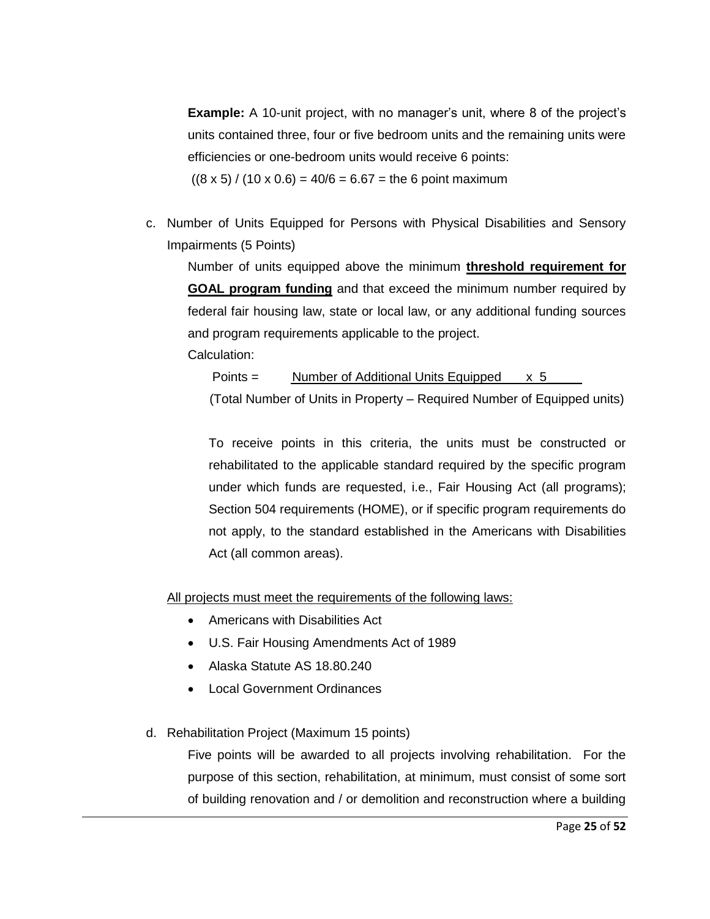**Example:** A 10-unit project, with no manager's unit, where 8 of the project's units contained three, four or five bedroom units and the remaining units were efficiencies or one-bedroom units would receive 6 points:

$((8 \times 5) / (10 \times 0.6) = 40/6 = 6.67$ = the 6 point maximum

c. Number of Units Equipped for Persons with Physical Disabilities and Sensory Impairments (5 Points)

Number of units equipped above the minimum **threshold requirement for GOAL program funding** and that exceed the minimum number required by federal fair housing law, state or local law, or any additional funding sources and program requirements applicable to the project.

Calculation:

$$\text{Points} = \frac{\text{Number of Additional Units Equipped} \times 5}{(\text{Total Number of Units in Property} - \text{Required Number of Equipped units})}$$

To receive points in this criteria, the units must be constructed or rehabilitated to the applicable standard required by the specific program under which funds are requested, i.e., Fair Housing Act (all programs); Section 504 requirements (HOME), or if specific program requirements do not apply, to the standard established in the Americans with Disabilities Act (all common areas).

All projects must meet the requirements of the following laws:

- Americans with Disabilities Act
- U.S. Fair Housing Amendments Act of 1989
- Alaska Statute AS 18.80.240
- Local Government Ordinances

d. Rehabilitation Project (Maximum 15 points)

Five points will be awarded to all projects involving rehabilitation. For the purpose of this section, rehabilitation, at minimum, must consist of some sort of building renovation and / or demolition and reconstruction where a building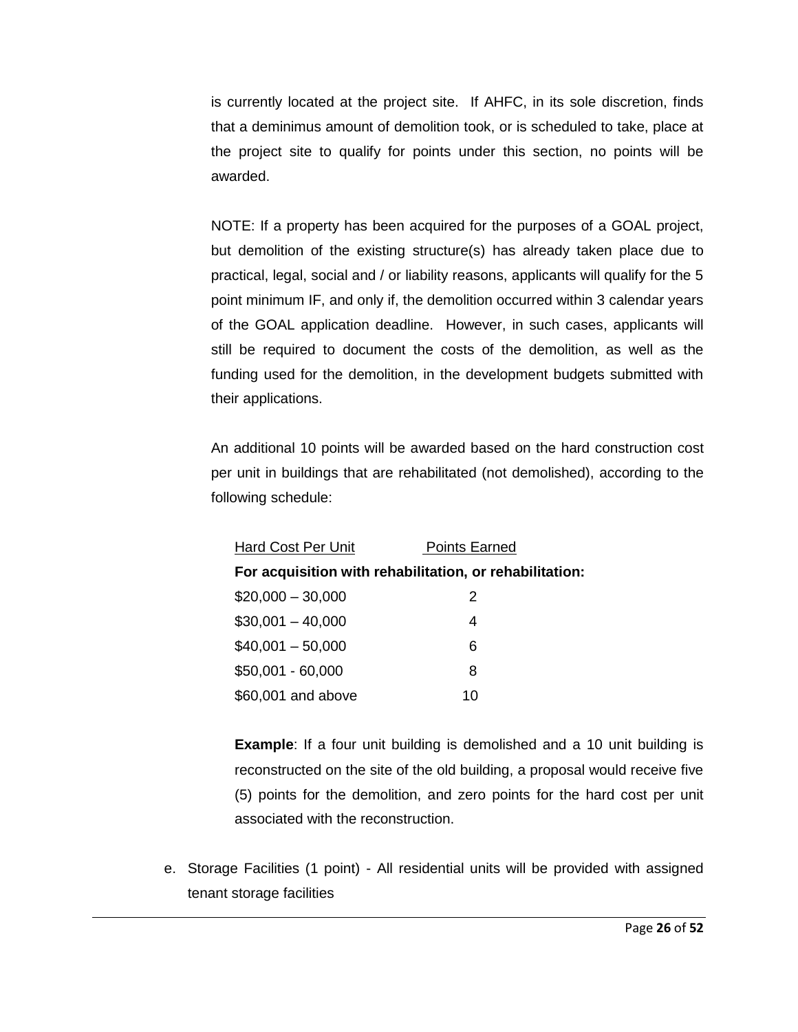is currently located at the project site. If AHFC, in its sole discretion, finds that a deminimus amount of demolition took, or is scheduled to take, place at the project site to qualify for points under this section, no points will be awarded.

NOTE: If a property has been acquired for the purposes of a GOAL project, but demolition of the existing structure(s) has already taken place due to practical, legal, social and / or liability reasons, applicants will qualify for the 5 point minimum IF, and only if, the demolition occurred within 3 calendar years of the GOAL application deadline. However, in such cases, applicants will still be required to document the costs of the demolition, as well as the funding used for the demolition, in the development budgets submitted with their applications.

An additional 10 points will be awarded based on the hard construction cost per unit in buildings that are rehabilitated (not demolished), according to the following schedule:

| Hard Cost Per Unit | Points Earned |
|---|---|
| **For acquisition with rehabilitation, or rehabilitation:** | |
| $20,000 – 30,000 | 2 |
| $30,001 – 40,000 | 4 |
| $40,001 – 50,000 | 6 |
| $50,001 - 60,000 | 8 |
| $60,001 and above | 10 |

**Example**: If a four unit building is demolished and a 10 unit building is reconstructed on the site of the old building, a proposal would receive five (5) points for the demolition, and zero points for the hard cost per unit associated with the reconstruction.

e. Storage Facilities (1 point) - All residential units will be provided with assigned tenant storage facilities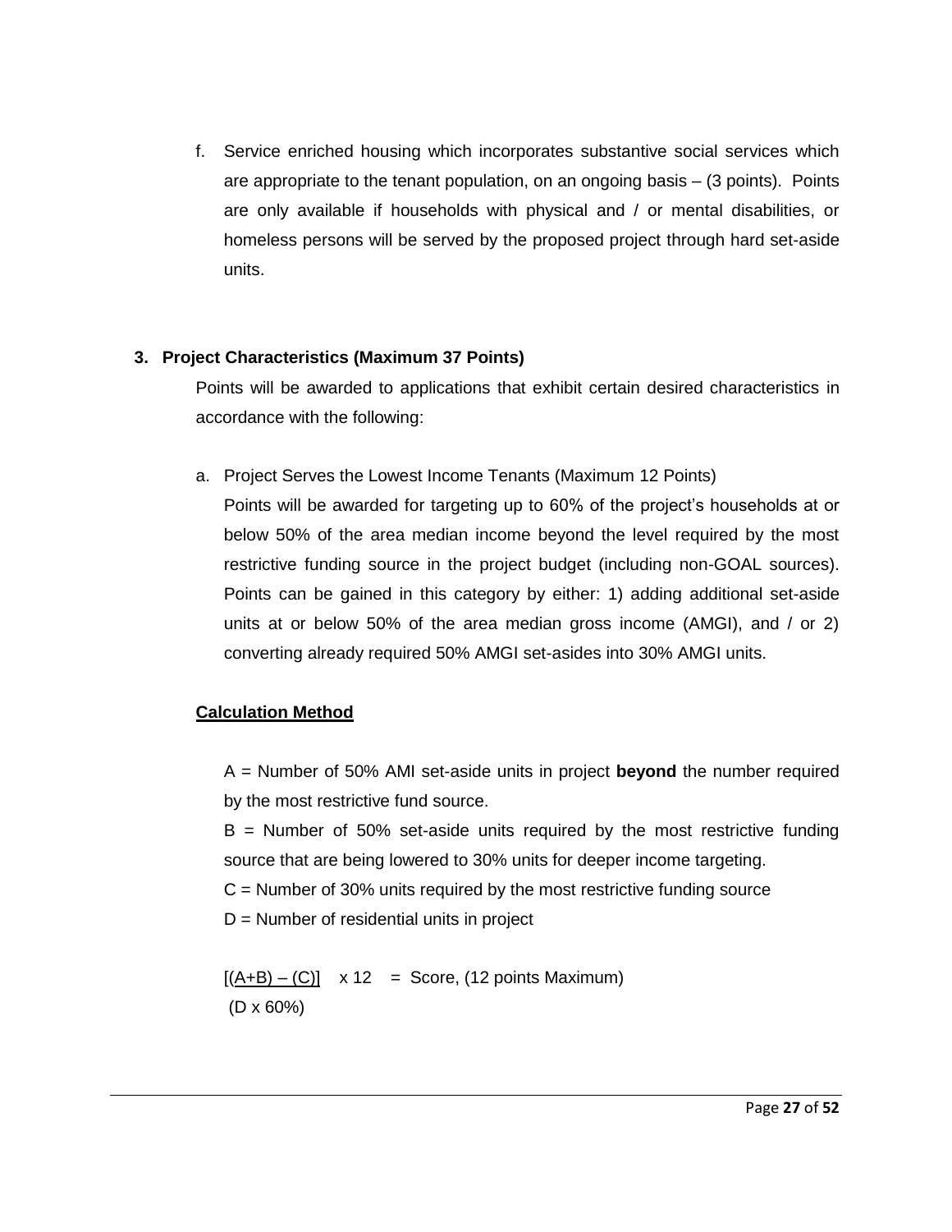f. Service enriched housing which incorporates substantive social services which are appropriate to the tenant population, on an ongoing basis – (3 points). Points are only available if households with physical and / or mental disabilities, or homeless persons will be served by the proposed project through hard set-aside units.

### 3. Project Characteristics (Maximum 37 Points)

Points will be awarded to applications that exhibit certain desired characteristics in accordance with the following:

a. Project Serves the Lowest Income Tenants (Maximum 12 Points)
Points will be awarded for targeting up to 60% of the project's households at or below 50% of the area median income beyond the level required by the most restrictive funding source in the project budget (including non-GOAL sources). Points can be gained in this category by either: 1) adding additional set-aside units at or below 50% of the area median gross income (AMGI), and / or 2) converting already required 50% AMGI set-asides into 30% AMGI units.

**Calculation Method**

A = Number of 50% AMI set-aside units in project **beyond** the number required by the most restrictive fund source.

B = Number of 50% set-aside units required by the most restrictive funding source that are being lowered to 30% units for deeper income targeting.

C = Number of 30% units required by the most restrictive funding source

D = Number of residential units in project

$$\frac{[(A+B) - (C)]}{(D \times 60\%)} \times 12 = \text{Score, (12 points Maximum)}$$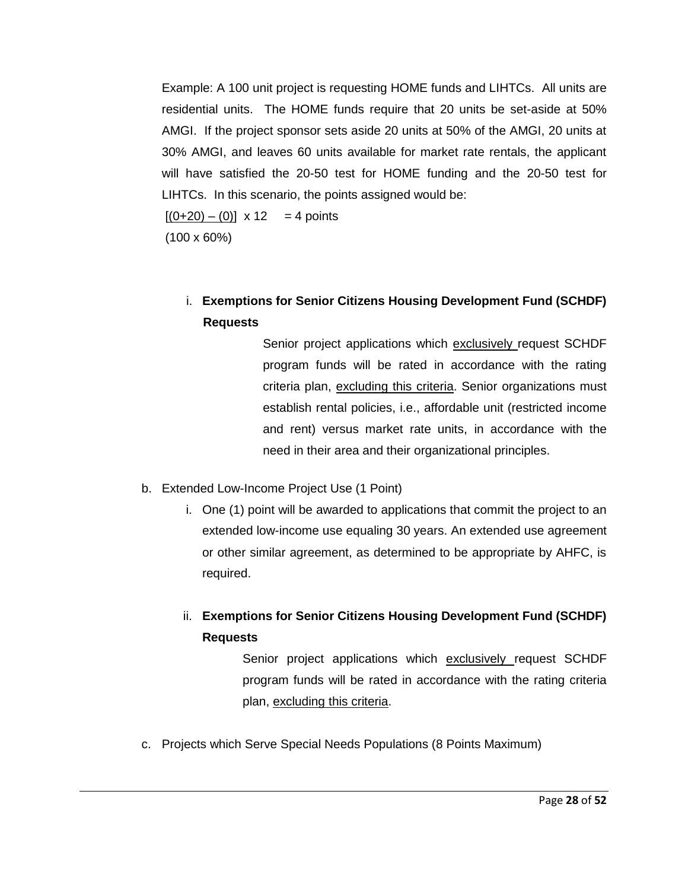Example: A 100 unit project is requesting HOME funds and LIHTCs. All units are residential units. The HOME funds require that 20 units be set-aside at 50% AMGI. If the project sponsor sets aside 20 units at 50% of the AMGI, 20 units at 30% AMGI, and leaves 60 units available for market rate rentals, the applicant will have satisfied the 20-50 test for HOME funding and the 20-50 test for LIHTCs. In this scenario, the points assigned would be:

$$\frac{[(0+20) - (0)]}{(100 \times 60\%)} \times 12 = 4 \text{ points}$$

i. **Exemptions for Senior Citizens Housing Development Fund (SCHDF) Requests**

   Senior project applications which <u>exclusively</u> request SCHDF program funds will be rated in accordance with the rating criteria plan, <u>excluding this criteria</u>. Senior organizations must establish rental policies, i.e., affordable unit (restricted income and rent) versus market rate units, in accordance with the need in their area and their organizational principles.

b. Extended Low-Income Project Use (1 Point)

   i. One (1) point will be awarded to applications that commit the project to an extended low-income use equaling 30 years. An extended use agreement or other similar agreement, as determined to be appropriate by AHFC, is required.

   ii. **Exemptions for Senior Citizens Housing Development Fund (SCHDF) Requests**

      Senior project applications which <u>exclusively</u> request SCHDF program funds will be rated in accordance with the rating criteria plan, <u>excluding this criteria</u>.

c. Projects which Serve Special Needs Populations (8 Points Maximum)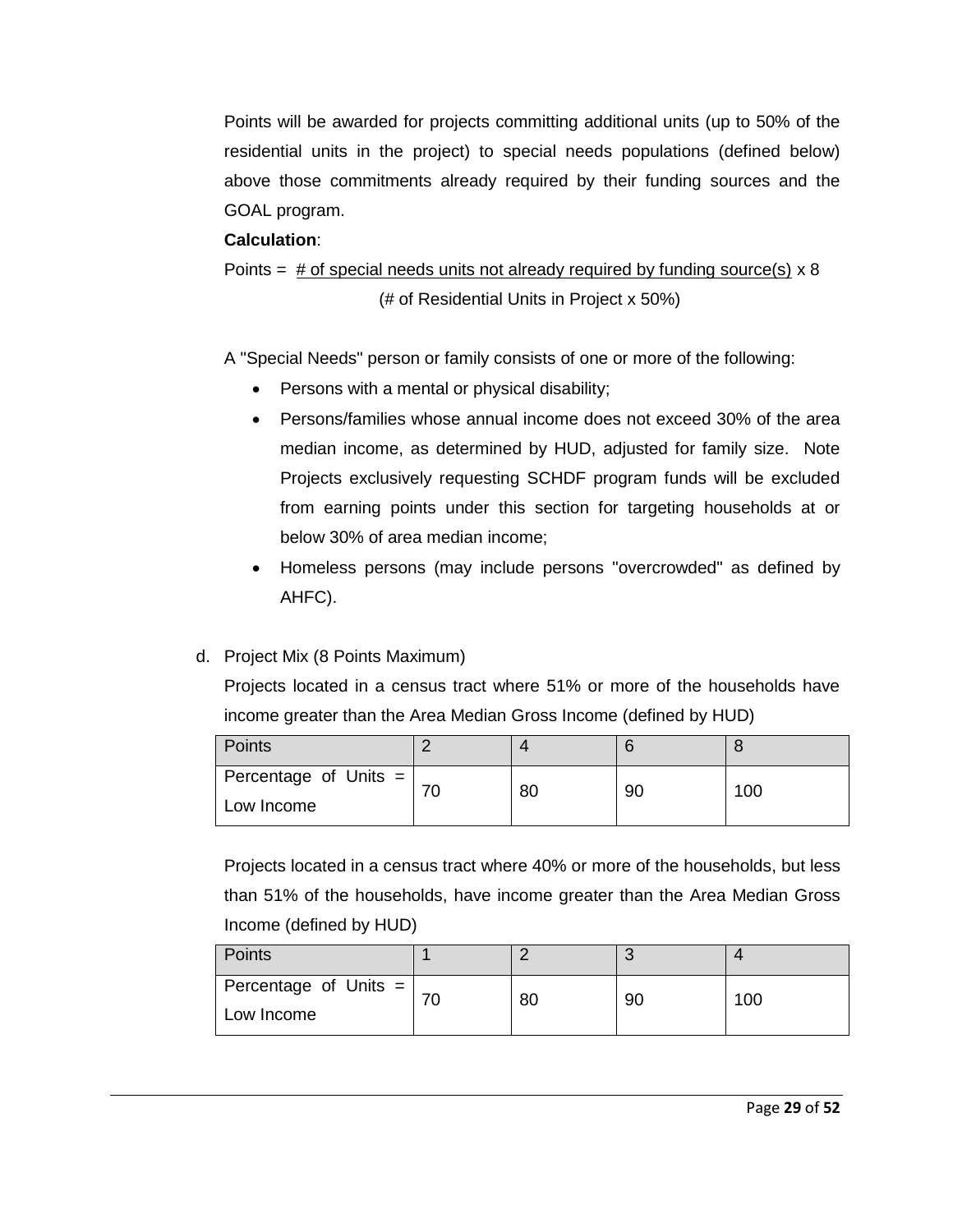Points will be awarded for projects committing additional units (up to 50% of the residential units in the project) to special needs populations (defined below) above those commitments already required by their funding sources and the GOAL program.

**Calculation**:

$$\text{Points} = \frac{\text{\# of special needs units not already required by funding source(s)}}{(\text{\# of Residential Units in Project} \times 50\%)} \times 8$$

A "Special Needs" person or family consists of one or more of the following:

- Persons with a mental or physical disability;
- Persons/families whose annual income does not exceed 30% of the area median income, as determined by HUD, adjusted for family size. Note Projects exclusively requesting SCHDF program funds will be excluded from earning points under this section for targeting households at or below 30% of area median income;
- Homeless persons (may include persons "overcrowded" as defined by AHFC).

d. Project Mix (8 Points Maximum)

Projects located in a census tract where 51% or more of the households have income greater than the Area Median Gross Income (defined by HUD)

| Points | 2 | 4 | 6 | 8 |
|---|---|---|---|---|
| Percentage of Units = Low Income | 70 | 80 | 90 | 100 |

Projects located in a census tract where 40% or more of the households, but less than 51% of the households, have income greater than the Area Median Gross Income (defined by HUD)

| Points | 1 | 2 | 3 | 4 |
|---|---|---|---|---|
| Percentage of Units = Low Income | 70 | 80 | 90 | 100 |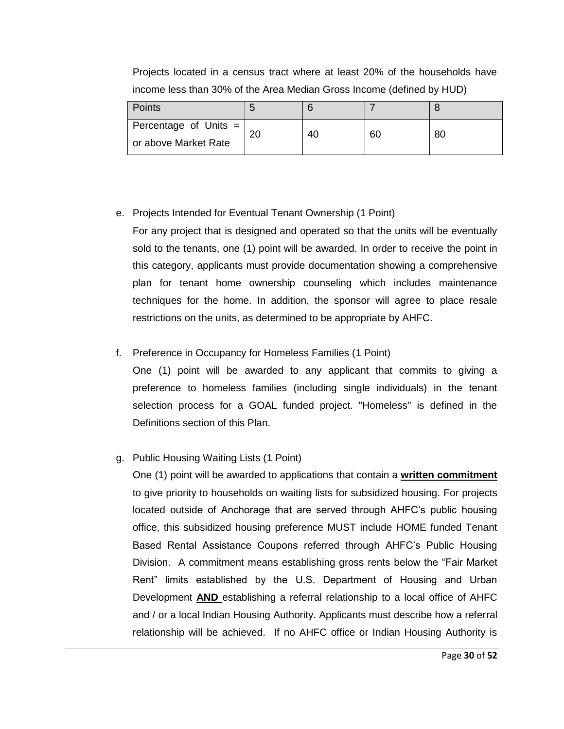Projects located in a census tract where at least 20% of the households have income less than 30% of the Area Median Gross Income (defined by HUD)

| Points | 5 | 6 | 7 | 8 |
|---|---|---|---|---|
| Percentage of Units = or above Market Rate | 20 | 40 | 60 | 80 |

e. Projects Intended for Eventual Tenant Ownership (1 Point)

For any project that is designed and operated so that the units will be eventually sold to the tenants, one (1) point will be awarded. In order to receive the point in this category, applicants must provide documentation showing a comprehensive plan for tenant home ownership counseling which includes maintenance techniques for the home. In addition, the sponsor will agree to place resale restrictions on the units, as determined to be appropriate by AHFC.

f. Preference in Occupancy for Homeless Families (1 Point)

One (1) point will be awarded to any applicant that commits to giving a preference to homeless families (including single individuals) in the tenant selection process for a GOAL funded project. "Homeless" is defined in the Definitions section of this Plan.

g. Public Housing Waiting Lists (1 Point)

One (1) point will be awarded to applications that contain a **written commitment** to give priority to households on waiting lists for subsidized housing. For projects located outside of Anchorage that are served through AHFC's public housing office, this subsidized housing preference MUST include HOME funded Tenant Based Rental Assistance Coupons referred through AHFC's Public Housing Division. A commitment means establishing gross rents below the "Fair Market Rent" limits established by the U.S. Department of Housing and Urban Development **AND** establishing a referral relationship to a local office of AHFC and / or a local Indian Housing Authority. Applicants must describe how a referral relationship will be achieved. If no AHFC office or Indian Housing Authority is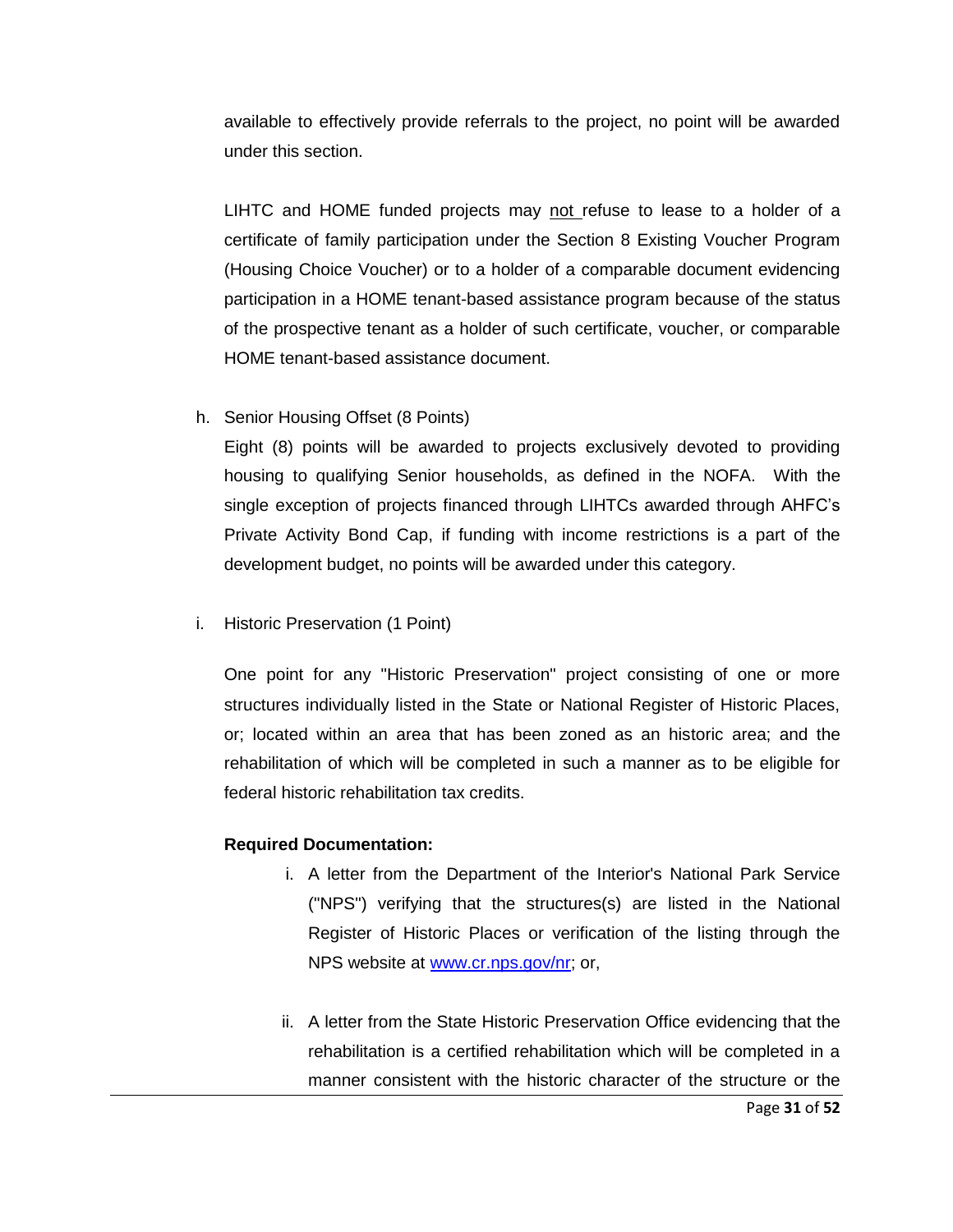available to effectively provide referrals to the project, no point will be awarded under this section.

LIHTC and HOME funded projects may <u>not</u> refuse to lease to a holder of a certificate of family participation under the Section 8 Existing Voucher Program (Housing Choice Voucher) or to a holder of a comparable document evidencing participation in a HOME tenant-based assistance program because of the status of the prospective tenant as a holder of such certificate, voucher, or comparable HOME tenant-based assistance document.

h. Senior Housing Offset (8 Points)

   Eight (8) points will be awarded to projects exclusively devoted to providing housing to qualifying Senior households, as defined in the NOFA. With the single exception of projects financed through LIHTCs awarded through AHFC's Private Activity Bond Cap, if funding with income restrictions is a part of the development budget, no points will be awarded under this category.

i. Historic Preservation (1 Point)

   One point for any "Historic Preservation" project consisting of one or more structures individually listed in the State or National Register of Historic Places, or; located within an area that has been zoned as an historic area; and the rehabilitation of which will be completed in such a manner as to be eligible for federal historic rehabilitation tax credits.

   **Required Documentation:**

   i. A letter from the Department of the Interior's National Park Service ("NPS") verifying that the structures(s) are listed in the National Register of Historic Places or verification of the listing through the NPS website at [www.cr.nps.gov/nr](www.cr.nps.gov/nr); or,

   ii. A letter from the State Historic Preservation Office evidencing that the rehabilitation is a certified rehabilitation which will be completed in a manner consistent with the historic character of the structure or the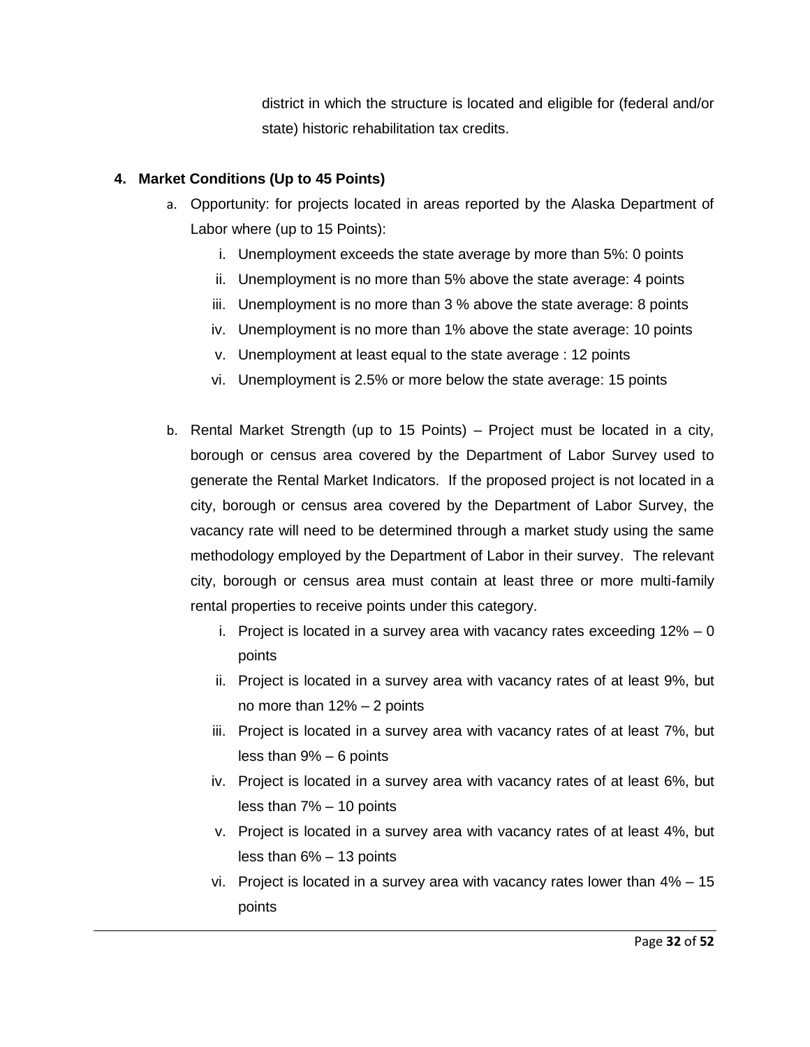district in which the structure is located and eligible for (federal and/or state) historic rehabilitation tax credits.

**4. Market Conditions (Up to 45 Points)**

a. Opportunity: for projects located in areas reported by the Alaska Department of Labor where (up to 15 Points):

   i. Unemployment exceeds the state average by more than 5%: 0 points
   ii. Unemployment is no more than 5% above the state average: 4 points
   iii. Unemployment is no more than 3 % above the state average: 8 points
   iv. Unemployment is no more than 1% above the state average: 10 points
   v. Unemployment at least equal to the state average : 12 points
   vi. Unemployment is 2.5% or more below the state average: 15 points

b. Rental Market Strength (up to 15 Points) – Project must be located in a city, borough or census area covered by the Department of Labor Survey used to generate the Rental Market Indicators. If the proposed project is not located in a city, borough or census area covered by the Department of Labor Survey, the vacancy rate will need to be determined through a market study using the same methodology employed by the Department of Labor in their survey. The relevant city, borough or census area must contain at least three or more multi-family rental properties to receive points under this category.

   i. Project is located in a survey area with vacancy rates exceeding 12% – 0 points
   ii. Project is located in a survey area with vacancy rates of at least 9%, but no more than 12% – 2 points
   iii. Project is located in a survey area with vacancy rates of at least 7%, but less than 9% – 6 points
   iv. Project is located in a survey area with vacancy rates of at least 6%, but less than 7% – 10 points
   v. Project is located in a survey area with vacancy rates of at least 4%, but less than 6% – 13 points
   vi. Project is located in a survey area with vacancy rates lower than 4% – 15 points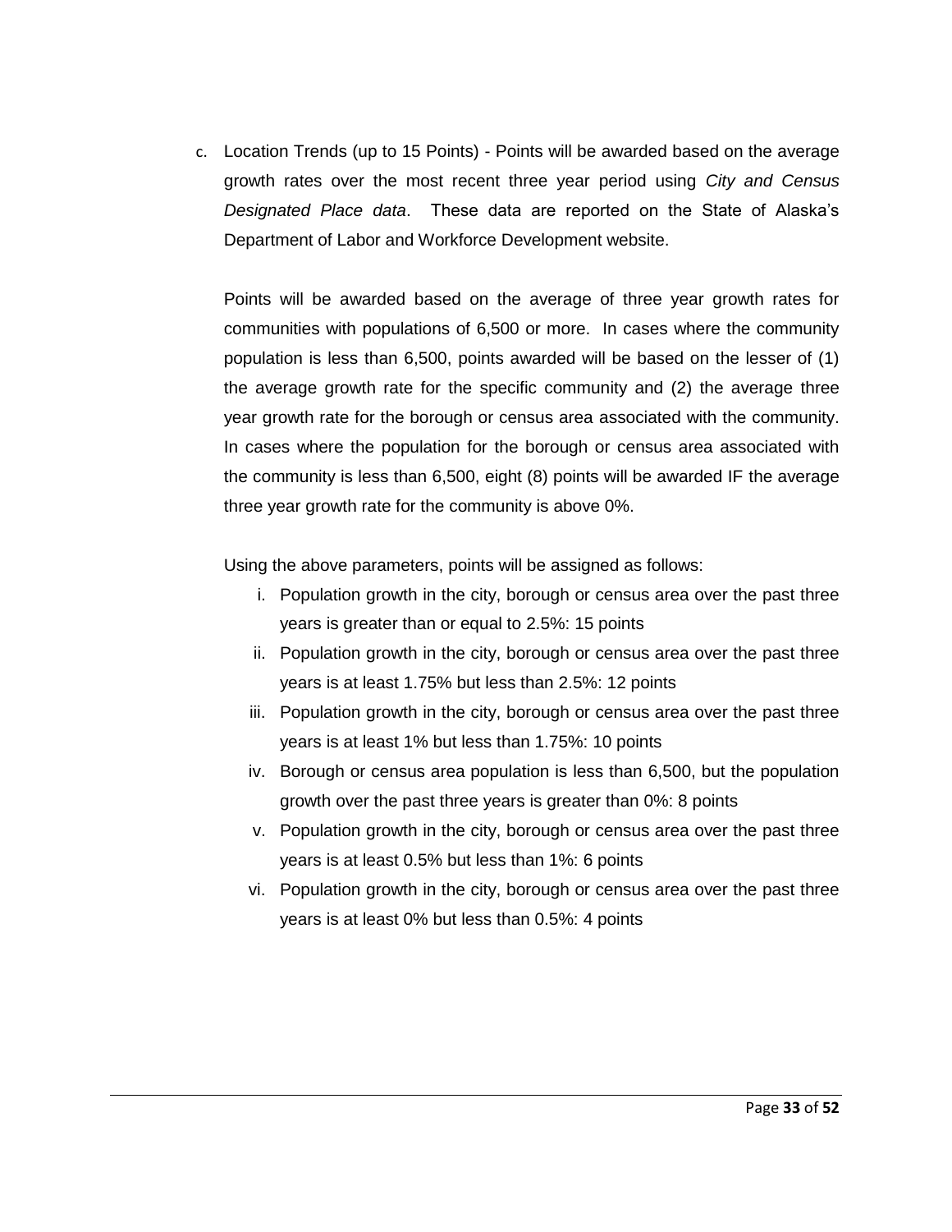c. Location Trends (up to 15 Points) - Points will be awarded based on the average growth rates over the most recent three year period using *City and Census Designated Place data*. These data are reported on the State of Alaska's Department of Labor and Workforce Development website.

   Points will be awarded based on the average of three year growth rates for communities with populations of 6,500 or more. In cases where the community population is less than 6,500, points awarded will be based on the lesser of (1) the average growth rate for the specific community and (2) the average three year growth rate for the borough or census area associated with the community. In cases where the population for the borough or census area associated with the community is less than 6,500, eight (8) points will be awarded IF the average three year growth rate for the community is above 0%.

   Using the above parameters, points will be assigned as follows:

   i. Population growth in the city, borough or census area over the past three years is greater than or equal to 2.5%: 15 points
   ii. Population growth in the city, borough or census area over the past three years is at least 1.75% but less than 2.5%: 12 points
   iii. Population growth in the city, borough or census area over the past three years is at least 1% but less than 1.75%: 10 points
   iv. Borough or census area population is less than 6,500, but the population growth over the past three years is greater than 0%: 8 points
   v. Population growth in the city, borough or census area over the past three years is at least 0.5% but less than 1%: 6 points
   vi. Population growth in the city, borough or census area over the past three years is at least 0% but less than 0.5%: 4 points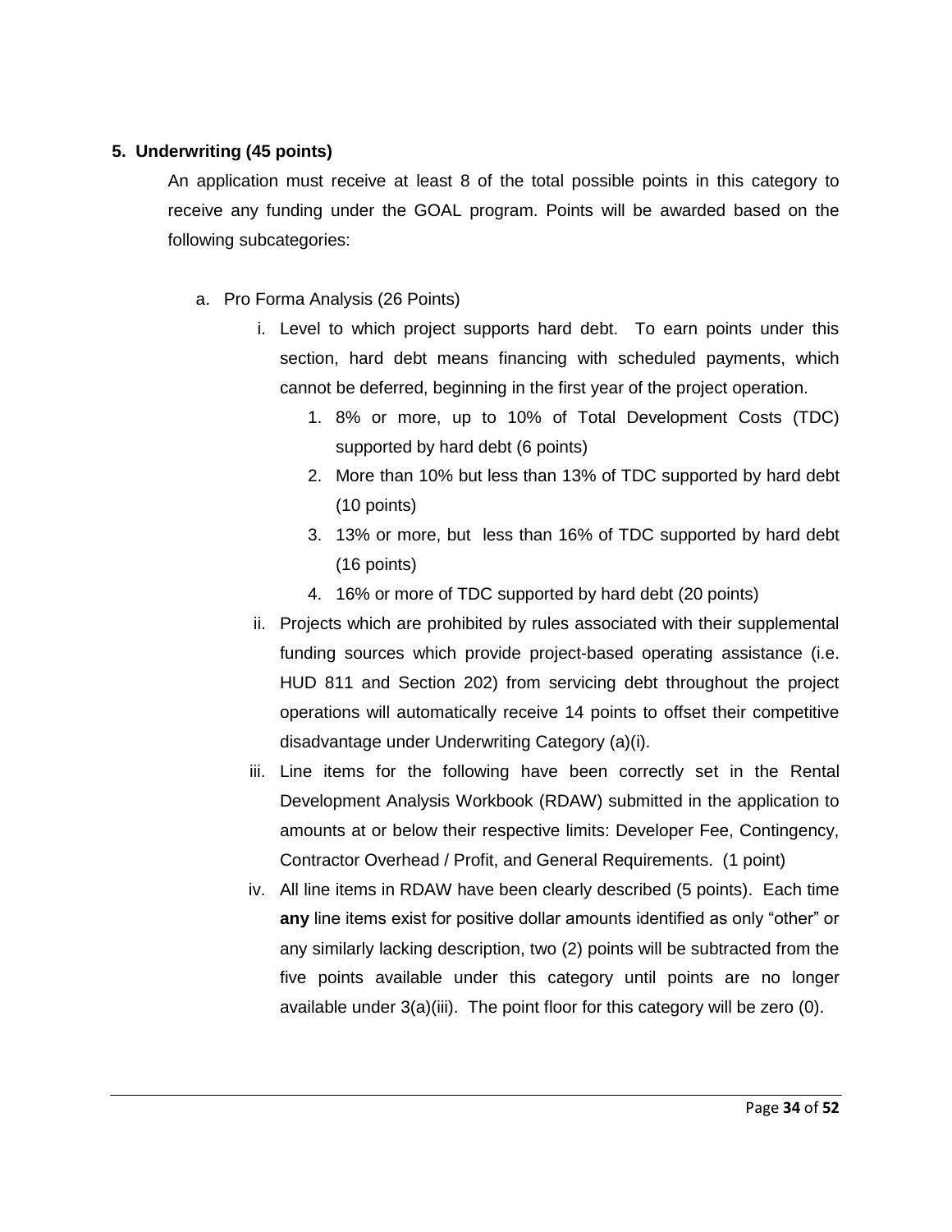## 5. Underwriting (45 points)

An application must receive at least 8 of the total possible points in this category to receive any funding under the GOAL program. Points will be awarded based on the following subcategories:

a. Pro Forma Analysis (26 Points)

   i. Level to which project supports hard debt. To earn points under this section, hard debt means financing with scheduled payments, which cannot be deferred, beginning in the first year of the project operation.

      1. 8% or more, up to 10% of Total Development Costs (TDC) supported by hard debt (6 points)
      2. More than 10% but less than 13% of TDC supported by hard debt (10 points)
      3. 13% or more, but less than 16% of TDC supported by hard debt (16 points)
      4. 16% or more of TDC supported by hard debt (20 points)

   ii. Projects which are prohibited by rules associated with their supplemental funding sources which provide project-based operating assistance (i.e. HUD 811 and Section 202) from servicing debt throughout the project operations will automatically receive 14 points to offset their competitive disadvantage under Underwriting Category (a)(i).

   iii. Line items for the following have been correctly set in the Rental Development Analysis Workbook (RDAW) submitted in the application to amounts at or below their respective limits: Developer Fee, Contingency, Contractor Overhead / Profit, and General Requirements. (1 point)

   iv. All line items in RDAW have been clearly described (5 points). Each time **any** line items exist for positive dollar amounts identified as only "other" or any similarly lacking description, two (2) points will be subtracted from the five points available under this category until points are no longer available under 3(a)(iii). The point floor for this category will be zero (0).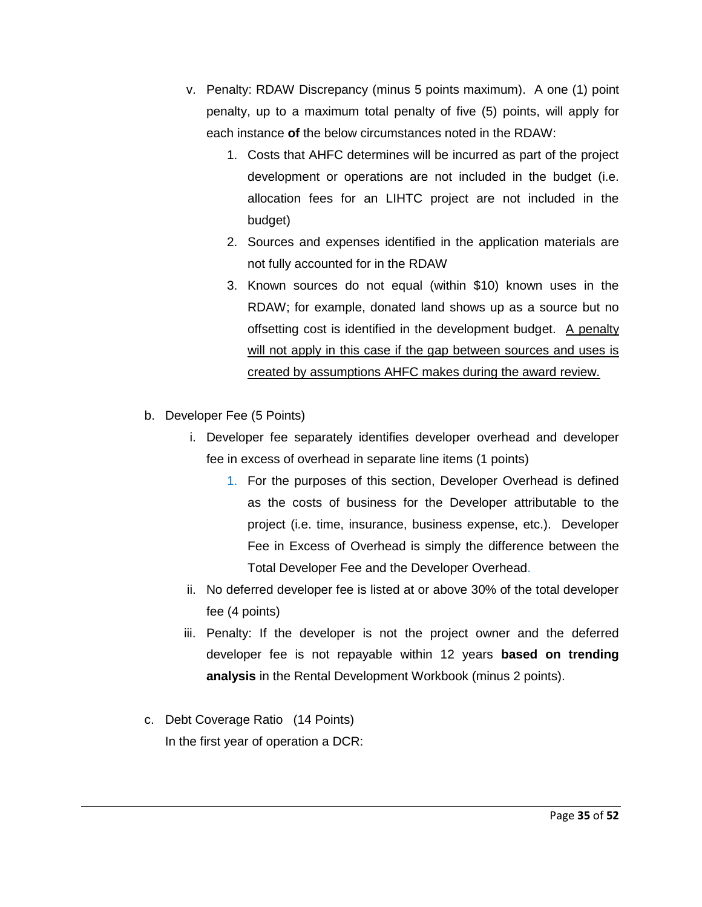v. Penalty: RDAW Discrepancy (minus 5 points maximum). A one (1) point penalty, up to a maximum total penalty of five (5) points, will apply for each instance **of** the below circumstances noted in the RDAW:

   1. Costs that AHFC determines will be incurred as part of the project development or operations are not included in the budget (i.e. allocation fees for an LIHTC project are not included in the budget)
   2. Sources and expenses identified in the application materials are not fully accounted for in the RDAW
   3. Known sources do not equal (within $10) known uses in the RDAW; for example, donated land shows up as a source but no offsetting cost is identified in the development budget. <u>A penalty will not apply in this case if the gap between sources and uses is created by assumptions AHFC makes during the award review.</u>

b. Developer Fee (5 Points)

   i. Developer fee separately identifies developer overhead and developer fee in excess of overhead in separate line items (1 points)

      1. For the purposes of this section, Developer Overhead is defined as the costs of business for the Developer attributable to the project (i.e. time, insurance, business expense, etc.). Developer Fee in Excess of Overhead is simply the difference between the Total Developer Fee and the Developer Overhead.

   ii. No deferred developer fee is listed at or above 30% of the total developer fee (4 points)

   iii. Penalty: If the developer is not the project owner and the deferred developer fee is not repayable within 12 years **based on trending analysis** in the Rental Development Workbook (minus 2 points).

c. Debt Coverage Ratio (14 Points)

   In the first year of operation a DCR: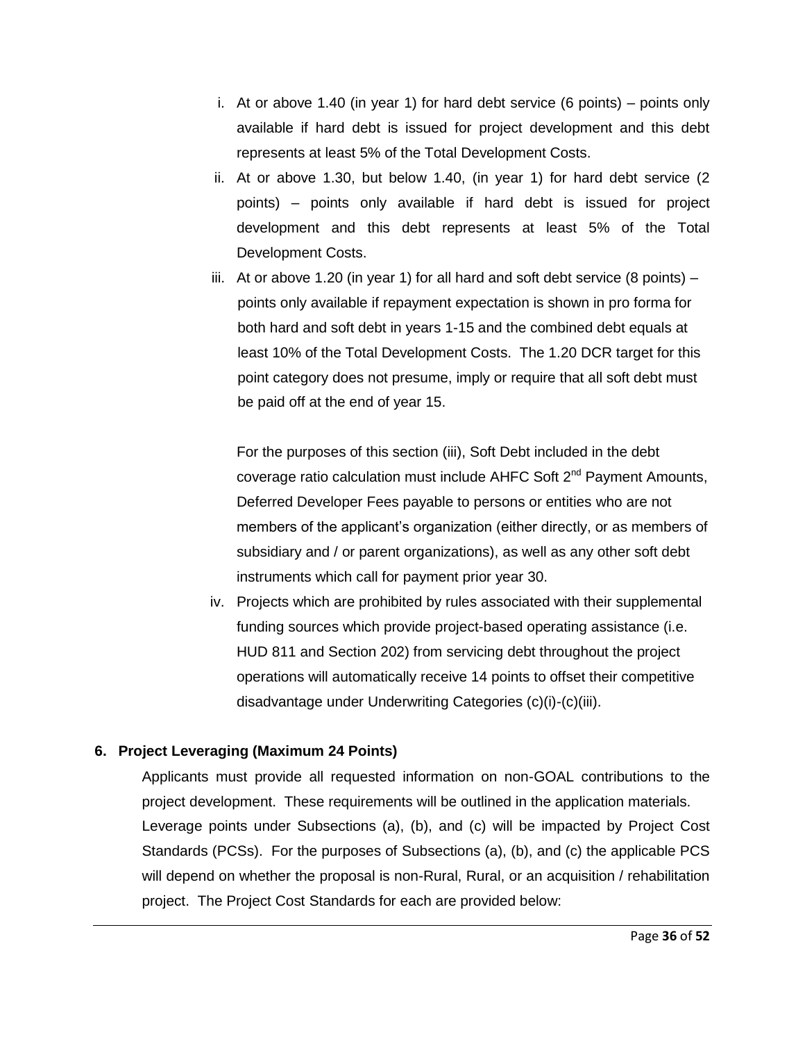i. At or above 1.40 (in year 1) for hard debt service (6 points) – points only available if hard debt is issued for project development and this debt represents at least 5% of the Total Development Costs.

ii. At or above 1.30, but below 1.40, (in year 1) for hard debt service (2 points) – points only available if hard debt is issued for project development and this debt represents at least 5% of the Total Development Costs.

iii. At or above 1.20 (in year 1) for all hard and soft debt service (8 points) – points only available if repayment expectation is shown in pro forma for both hard and soft debt in years 1-15 and the combined debt equals at least 10% of the Total Development Costs. The 1.20 DCR target for this point category does not presume, imply or require that all soft debt must be paid off at the end of year 15.

   For the purposes of this section (iii), Soft Debt included in the debt coverage ratio calculation must include AHFC Soft 2nd Payment Amounts, Deferred Developer Fees payable to persons or entities who are not members of the applicant's organization (either directly, or as members of subsidiary and / or parent organizations), as well as any other soft debt instruments which call for payment prior year 30.

iv. Projects which are prohibited by rules associated with their supplemental funding sources which provide project-based operating assistance (i.e. HUD 811 and Section 202) from servicing debt throughout the project operations will automatically receive 14 points to offset their competitive disadvantage under Underwriting Categories (c)(i)-(c)(iii).

**6. Project Leveraging (Maximum 24 Points)**

Applicants must provide all requested information on non-GOAL contributions to the project development. These requirements will be outlined in the application materials. Leverage points under Subsections (a), (b), and (c) will be impacted by Project Cost Standards (PCSs). For the purposes of Subsections (a), (b), and (c) the applicable PCS will depend on whether the proposal is non-Rural, Rural, or an acquisition / rehabilitation project. The Project Cost Standards for each are provided below: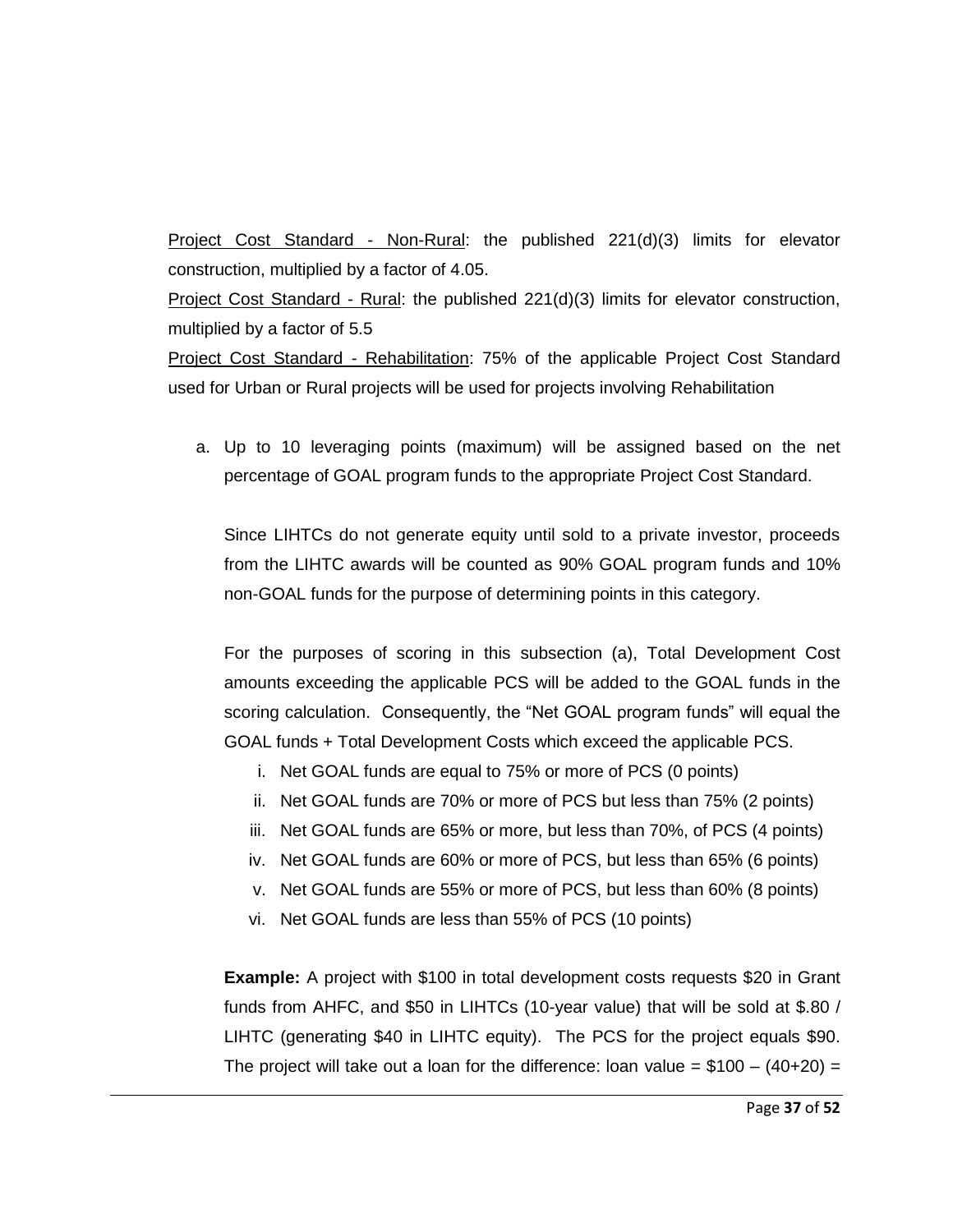<u>Project Cost Standard - Non-Rural</u>: the published 221(d)(3) limits for elevator construction, multiplied by a factor of 4.05.

<u>Project Cost Standard - Rural</u>: the published 221(d)(3) limits for elevator construction, multiplied by a factor of 5.5

<u>Project Cost Standard - Rehabilitation</u>: 75% of the applicable Project Cost Standard used for Urban or Rural projects will be used for projects involving Rehabilitation

a. Up to 10 leveraging points (maximum) will be assigned based on the net percentage of GOAL program funds to the appropriate Project Cost Standard.

   Since LIHTCs do not generate equity until sold to a private investor, proceeds from the LIHTC awards will be counted as 90% GOAL program funds and 10% non-GOAL funds for the purpose of determining points in this category.

   For the purposes of scoring in this subsection (a), Total Development Cost amounts exceeding the applicable PCS will be added to the GOAL funds in the scoring calculation. Consequently, the "Net GOAL program funds" will equal the GOAL funds + Total Development Costs which exceed the applicable PCS.

   i. Net GOAL funds are equal to 75% or more of PCS (0 points)
   ii. Net GOAL funds are 70% or more of PCS but less than 75% (2 points)
   iii. Net GOAL funds are 65% or more, but less than 70%, of PCS (4 points)
   iv. Net GOAL funds are 60% or more of PCS, but less than 65% (6 points)
   v. Net GOAL funds are 55% or more of PCS, but less than 60% (8 points)
   vi. Net GOAL funds are less than 55% of PCS (10 points)

   **Example:** A project with $100 in total development costs requests $20 in Grant funds from AHFC, and $50 in LIHTCs (10-year value) that will be sold at $.80 / LIHTC (generating $40 in LIHTC equity). The PCS for the project equals $90. The project will take out a loan for the difference: loan value = $100 – (40+20) =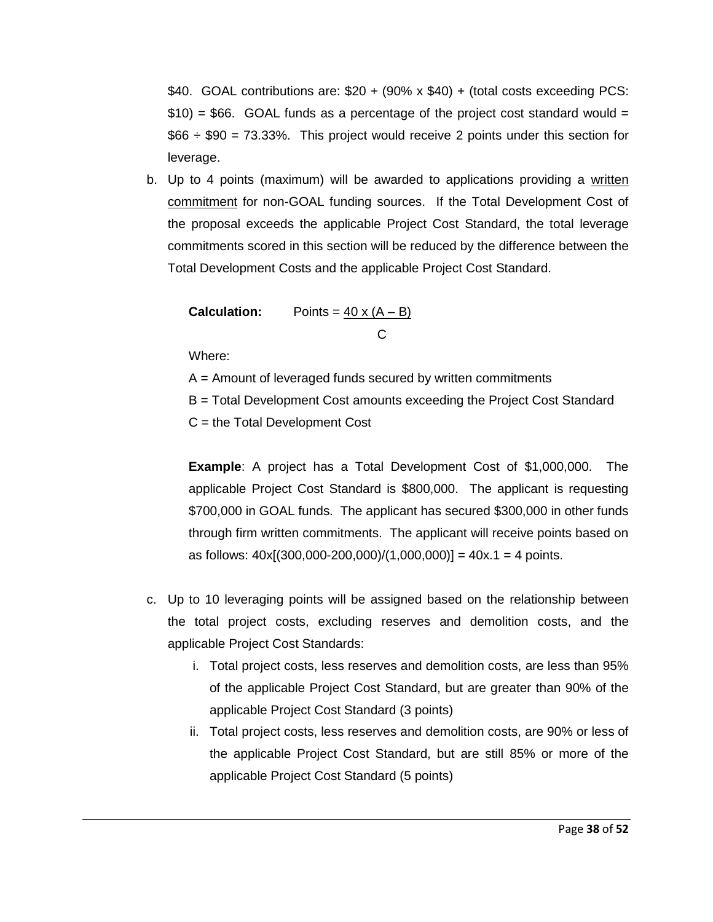$40. GOAL contributions are: $20 + (90% x $40) + (total costs exceeding PCS: $10) = $66. GOAL funds as a percentage of the project cost standard would = $66 ÷ $90 = 73.33%. This project would receive 2 points under this section for leverage.

b. Up to 4 points (maximum) will be awarded to applications providing a <u>written commitment</u> for non-GOAL funding sources. If the Total Development Cost of the proposal exceeds the applicable Project Cost Standard, the total leverage commitments scored in this section will be reduced by the difference between the Total Development Costs and the applicable Project Cost Standard.

   **Calculation:** $\text{Points} = \frac{40 \times (A - B)}{C}$

   Where:

   A = Amount of leveraged funds secured by written commitments

   B = Total Development Cost amounts exceeding the Project Cost Standard

   C = the Total Development Cost

   **Example**: A project has a Total Development Cost of $1,000,000. The applicable Project Cost Standard is $800,000. The applicant is requesting $700,000 in GOAL funds. The applicant has secured $300,000 in other funds through firm written commitments. The applicant will receive points based on as follows: 40x[(300,000-200,000)/(1,000,000)] = 40x.1 = 4 points.

c. Up to 10 leveraging points will be assigned based on the relationship between the total project costs, excluding reserves and demolition costs, and the applicable Project Cost Standards:

   i. Total project costs, less reserves and demolition costs, are less than 95% of the applicable Project Cost Standard, but are greater than 90% of the applicable Project Cost Standard (3 points)

   ii. Total project costs, less reserves and demolition costs, are 90% or less of the applicable Project Cost Standard, but are still 85% or more of the applicable Project Cost Standard (5 points)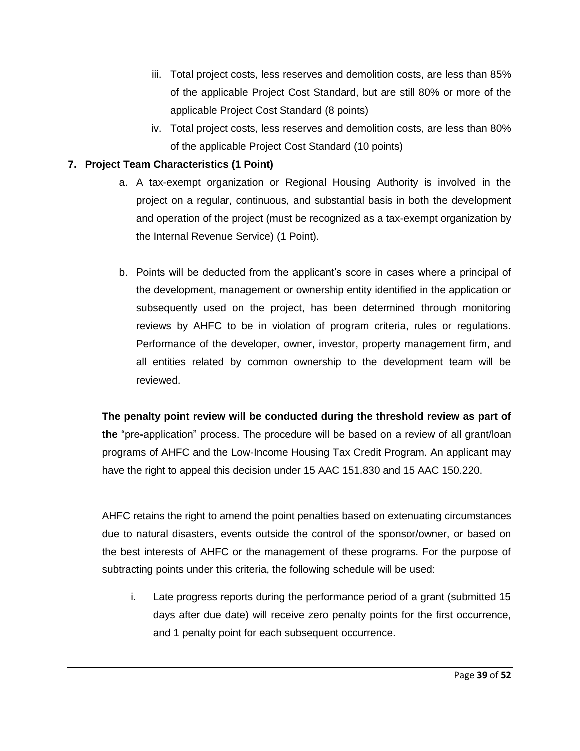iii. Total project costs, less reserves and demolition costs, are less than 85% of the applicable Project Cost Standard, but are still 80% or more of the applicable Project Cost Standard (8 points)

iv. Total project costs, less reserves and demolition costs, are less than 80% of the applicable Project Cost Standard (10 points)

**7. Project Team Characteristics (1 Point)**

a. A tax-exempt organization or Regional Housing Authority is involved in the project on a regular, continuous, and substantial basis in both the development and operation of the project (must be recognized as a tax-exempt organization by the Internal Revenue Service) (1 Point).

b. Points will be deducted from the applicant's score in cases where a principal of the development, management or ownership entity identified in the application or subsequently used on the project, has been determined through monitoring reviews by AHFC to be in violation of program criteria, rules or regulations. Performance of the developer, owner, investor, property management firm, and all entities related by common ownership to the development team will be reviewed.

**The penalty point review will be conducted during the threshold review as part of the** "pre-application" process. The procedure will be based on a review of all grant/loan programs of AHFC and the Low-Income Housing Tax Credit Program. An applicant may have the right to appeal this decision under 15 AAC 151.830 and 15 AAC 150.220.

AHFC retains the right to amend the point penalties based on extenuating circumstances due to natural disasters, events outside the control of the sponsor/owner, or based on the best interests of AHFC or the management of these programs. For the purpose of subtracting points under this criteria, the following schedule will be used:

i. Late progress reports during the performance period of a grant (submitted 15 days after due date) will receive zero penalty points for the first occurrence, and 1 penalty point for each subsequent occurrence.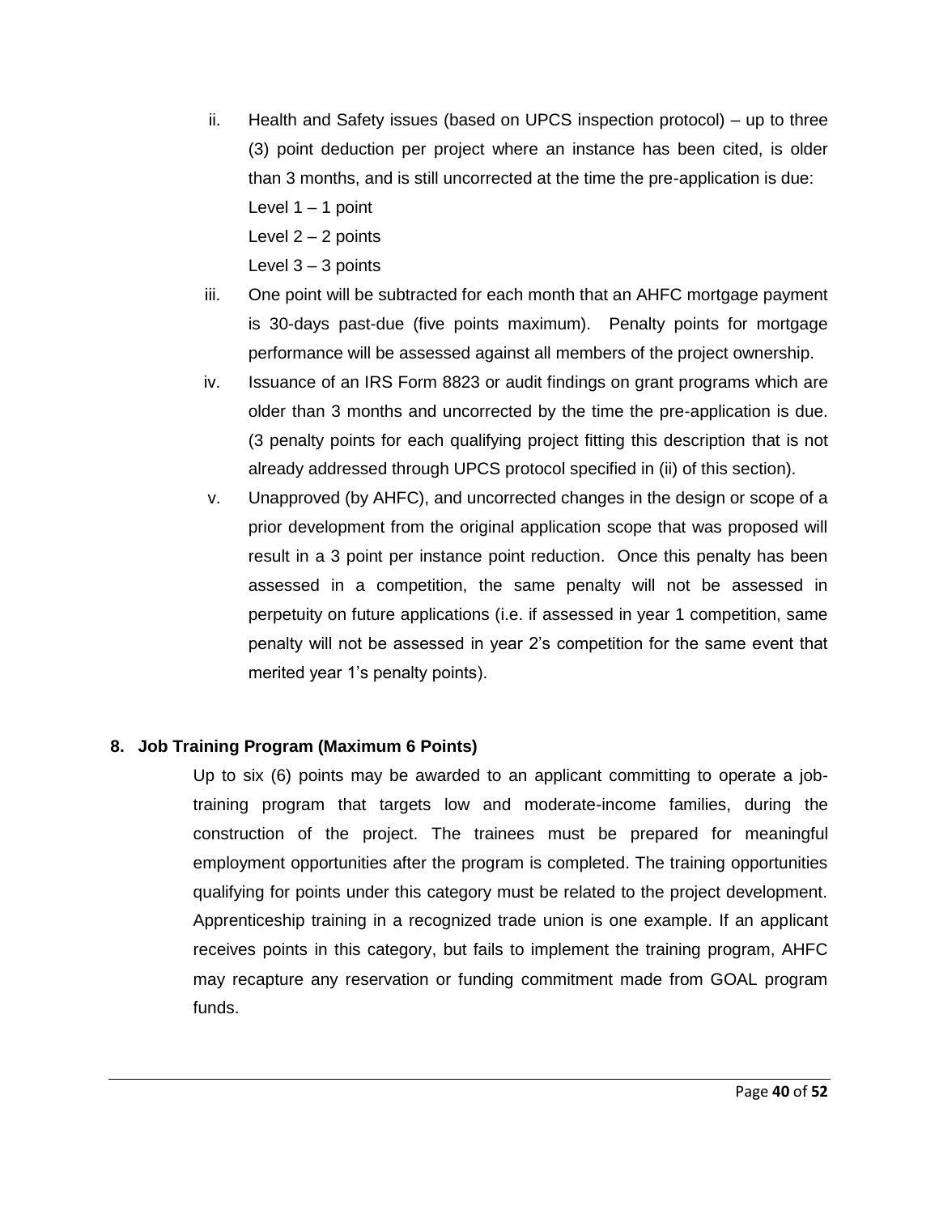ii. Health and Safety issues (based on UPCS inspection protocol) – up to three (3) point deduction per project where an instance has been cited, is older than 3 months, and is still uncorrected at the time the pre-application is due:

    Level 1 – 1 point

    Level 2 – 2 points

    Level 3 – 3 points

iii. One point will be subtracted for each month that an AHFC mortgage payment is 30-days past-due (five points maximum). Penalty points for mortgage performance will be assessed against all members of the project ownership.

iv. Issuance of an IRS Form 8823 or audit findings on grant programs which are older than 3 months and uncorrected by the time the pre-application is due. (3 penalty points for each qualifying project fitting this description that is not already addressed through UPCS protocol specified in (ii) of this section).

v. Unapproved (by AHFC), and uncorrected changes in the design or scope of a prior development from the original application scope that was proposed will result in a 3 point per instance point reduction. Once this penalty has been assessed in a competition, the same penalty will not be assessed in perpetuity on future applications (i.e. if assessed in year 1 competition, same penalty will not be assessed in year 2's competition for the same event that merited year 1's penalty points).

**8. Job Training Program (Maximum 6 Points)**

Up to six (6) points may be awarded to an applicant committing to operate a job-training program that targets low and moderate-income families, during the construction of the project. The trainees must be prepared for meaningful employment opportunities after the program is completed. The training opportunities qualifying for points under this category must be related to the project development. Apprenticeship training in a recognized trade union is one example. If an applicant receives points in this category, but fails to implement the training program, AHFC may recapture any reservation or funding commitment made from GOAL program funds.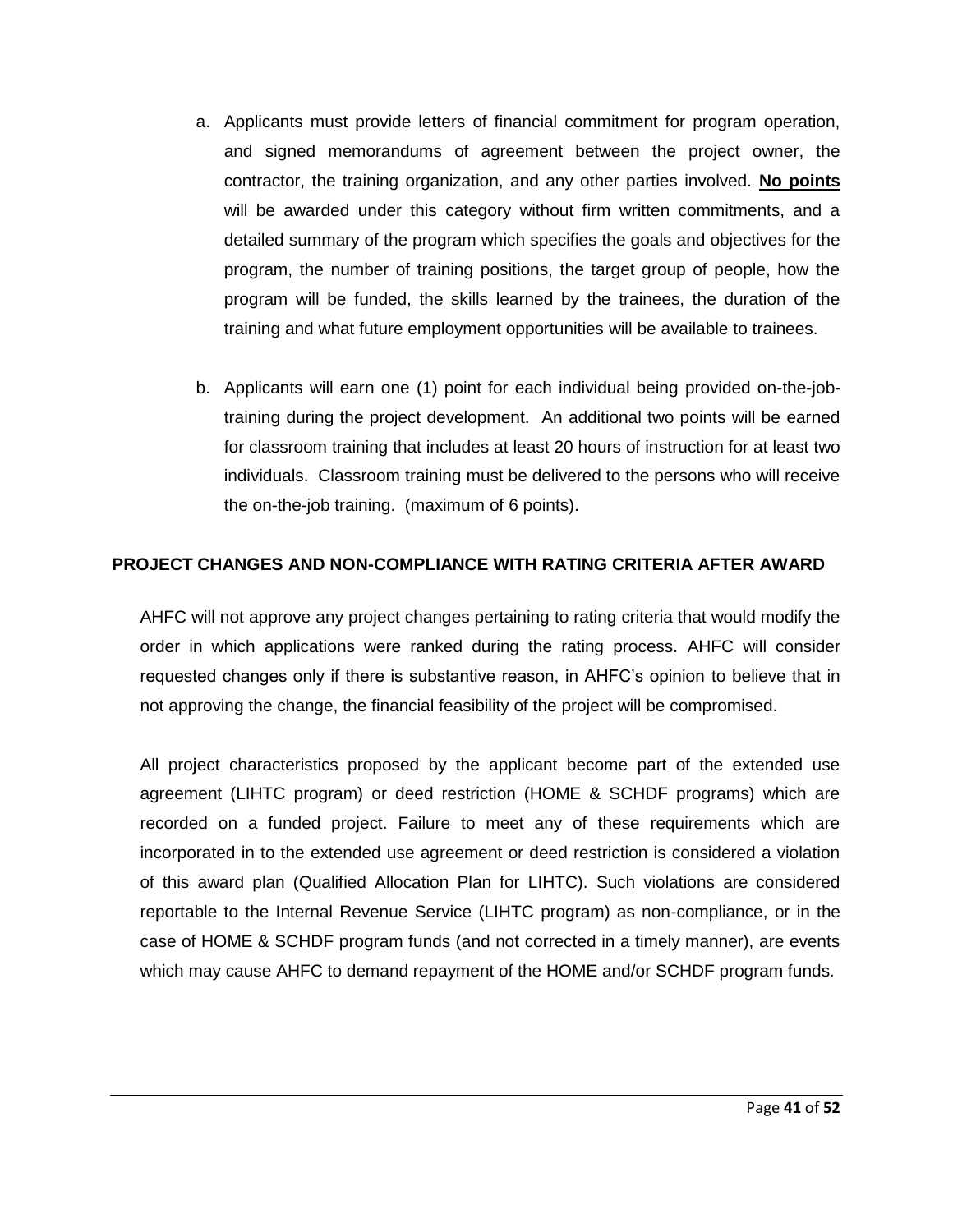a. Applicants must provide letters of financial commitment for program operation, and signed memorandums of agreement between the project owner, the contractor, the training organization, and any other parties involved. **No points** will be awarded under this category without firm written commitments, and a detailed summary of the program which specifies the goals and objectives for the program, the number of training positions, the target group of people, how the program will be funded, the skills learned by the trainees, the duration of the training and what future employment opportunities will be available to trainees.

b. Applicants will earn one (1) point for each individual being provided on-the-job-training during the project development. An additional two points will be earned for classroom training that includes at least 20 hours of instruction for at least two individuals. Classroom training must be delivered to the persons who will receive the on-the-job training. (maximum of 6 points).

## PROJECT CHANGES AND NON-COMPLIANCE WITH RATING CRITERIA AFTER AWARD

AHFC will not approve any project changes pertaining to rating criteria that would modify the order in which applications were ranked during the rating process. AHFC will consider requested changes only if there is substantive reason, in AHFC's opinion to believe that in not approving the change, the financial feasibility of the project will be compromised.

All project characteristics proposed by the applicant become part of the extended use agreement (LIHTC program) or deed restriction (HOME & SCHDF programs) which are recorded on a funded project. Failure to meet any of these requirements which are incorporated in to the extended use agreement or deed restriction is considered a violation of this award plan (Qualified Allocation Plan for LIHTC). Such violations are considered reportable to the Internal Revenue Service (LIHTC program) as non-compliance, or in the case of HOME & SCHDF program funds (and not corrected in a timely manner), are events which may cause AHFC to demand repayment of the HOME and/or SCHDF program funds.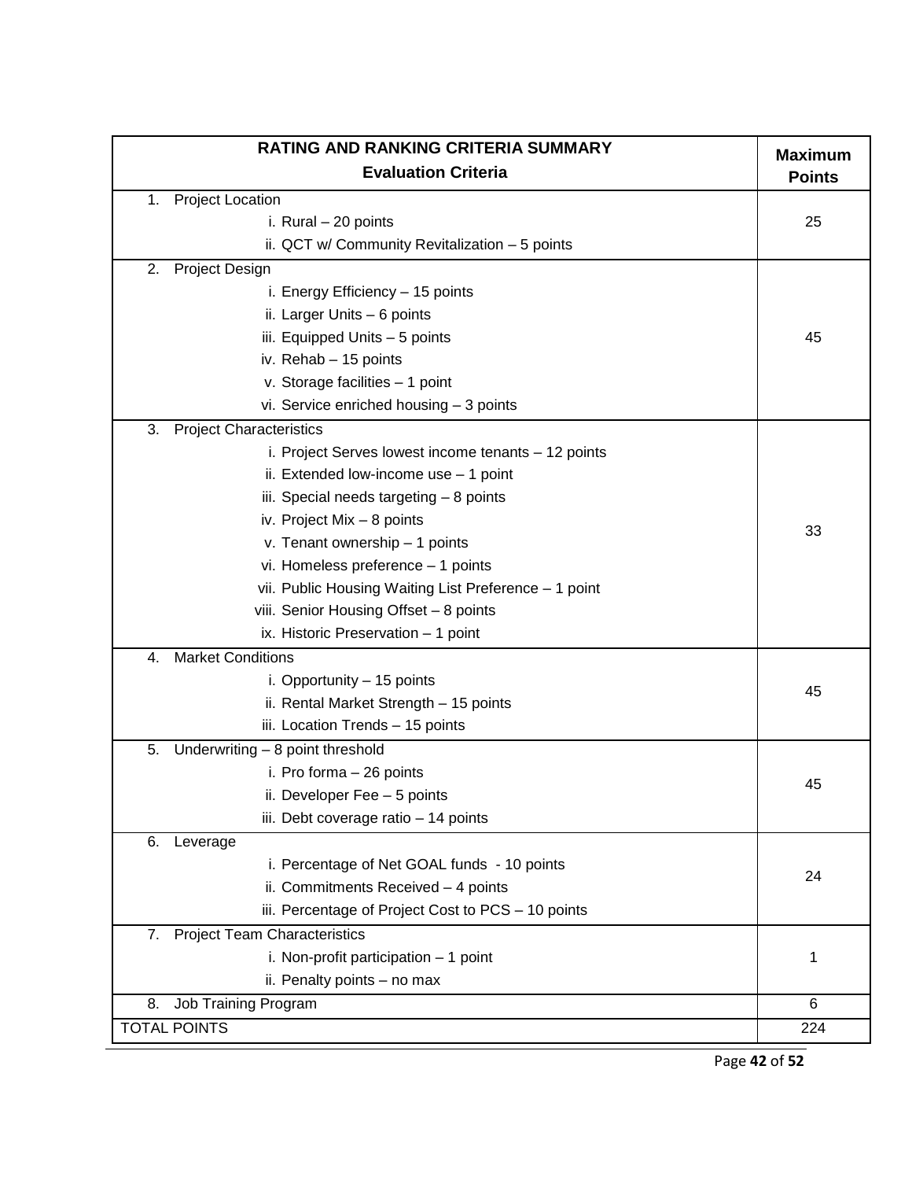| RATING AND RANKING CRITERIA SUMMARY<br>Evaluation Criteria | Maximum Points |
|---|---|
| 1. Project Location<br>i. Rural – 20 points<br>ii. QCT w/ Community Revitalization – 5 points | 25 |
| 2. Project Design<br>i. Energy Efficiency – 15 points<br>ii. Larger Units – 6 points<br>iii. Equipped Units – 5 points<br>iv. Rehab – 15 points<br>v. Storage facilities – 1 point<br>vi. Service enriched housing – 3 points | 45 |
| 3. Project Characteristics<br>i. Project Serves lowest income tenants – 12 points<br>ii. Extended low-income use – 1 point<br>iii. Special needs targeting – 8 points<br>iv. Project Mix – 8 points<br>v. Tenant ownership – 1 points<br>vi. Homeless preference – 1 points<br>vii. Public Housing Waiting List Preference – 1 point<br>viii. Senior Housing Offset – 8 points<br>ix. Historic Preservation – 1 point | 33 |
| 4. Market Conditions<br>i. Opportunity – 15 points<br>ii. Rental Market Strength – 15 points<br>iii. Location Trends – 15 points | 45 |
| 5. Underwriting – 8 point threshold<br>i. Pro forma – 26 points<br>ii. Developer Fee – 5 points<br>iii. Debt coverage ratio – 14 points | 45 |
| 6. Leverage<br>i. Percentage of Net GOAL funds - 10 points<br>ii. Commitments Received – 4 points<br>iii. Percentage of Project Cost to PCS – 10 points | 24 |
| 7. Project Team Characteristics<br>i. Non-profit participation – 1 point<br>ii. Penalty points – no max | 1 |
| 8. Job Training Program | 6 |
| TOTAL POINTS | 224 |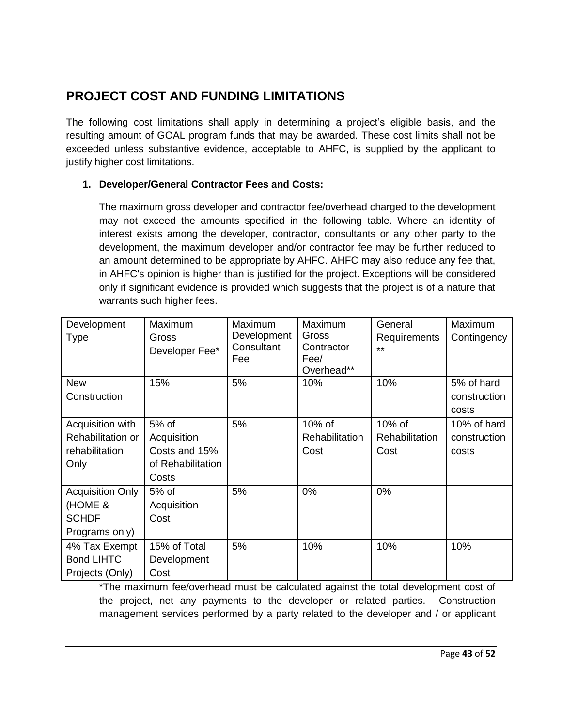## PROJECT COST AND FUNDING LIMITATIONS

The following cost limitations shall apply in determining a project's eligible basis, and the resulting amount of GOAL program funds that may be awarded. These cost limits shall not be exceeded unless substantive evidence, acceptable to AHFC, is supplied by the applicant to justify higher cost limitations.

1. **Developer/General Contractor Fees and Costs:**

   The maximum gross developer and contractor fee/overhead charged to the development may not exceed the amounts specified in the following table. Where an identity of interest exists among the developer, contractor, consultants or any other party to the development, the maximum developer and/or contractor fee may be further reduced to an amount determined to be appropriate by AHFC. AHFC may also reduce any fee that, in AHFC's opinion is higher than is justified for the project. Exceptions will be considered only if significant evidence is provided which suggests that the project is of a nature that warrants such higher fees.

| Development Type | Maximum Gross Developer Fee* | Maximum Development Consultant Fee | Maximum Gross Contractor Fee/ Overhead** | General Requirements ** | Maximum Contingency |
|---|---|---|---|---|---|
| New Construction | 15% | 5% | 10% | 10% | 5% of hard construction costs |
| Acquisition with Rehabilitation or rehabilitation Only | 5% of Acquisition Costs and 15% of Rehabilitation Costs | 5% | 10% of Rehabilitation Cost | 10% of Rehabilitation Cost | 10% of hard construction costs |
| Acquisition Only (HOME & SCHDF Programs only) | 5% of Acquisition Cost | 5% | 0% | 0% | |
| 4% Tax Exempt Bond LIHTC Projects (Only) | 15% of Total Development Cost | 5% | 10% | 10% | 10% |

*The maximum fee/overhead must be calculated against the total development cost of the project, net any payments to the developer or related parties. Construction management services performed by a party related to the developer and / or applicant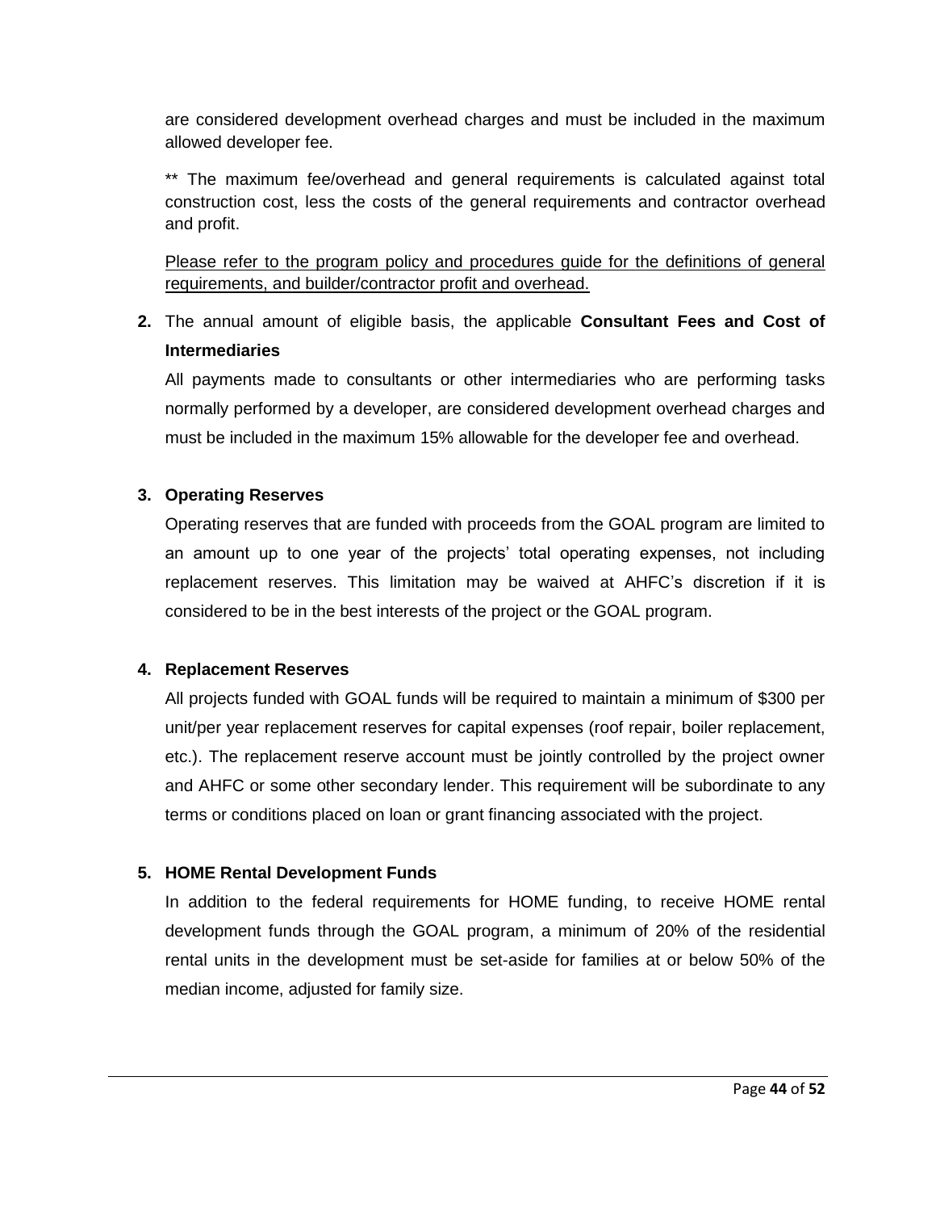are considered development overhead charges and must be included in the maximum allowed developer fee.

** The maximum fee/overhead and general requirements is calculated against total construction cost, less the costs of the general requirements and contractor overhead and profit.

<u>Please refer to the program policy and procedures guide for the definitions of general requirements, and builder/contractor profit and overhead.</u>

2. The annual amount of eligible basis, the applicable **Consultant Fees and Cost of Intermediaries**

   All payments made to consultants or other intermediaries who are performing tasks normally performed by a developer, are considered development overhead charges and must be included in the maximum 15% allowable for the developer fee and overhead.

3. **Operating Reserves**

   Operating reserves that are funded with proceeds from the GOAL program are limited to an amount up to one year of the projects' total operating expenses, not including replacement reserves. This limitation may be waived at AHFC's discretion if it is considered to be in the best interests of the project or the GOAL program.

4. **Replacement Reserves**

   All projects funded with GOAL funds will be required to maintain a minimum of $300 per unit/per year replacement reserves for capital expenses (roof repair, boiler replacement, etc.). The replacement reserve account must be jointly controlled by the project owner and AHFC or some other secondary lender. This requirement will be subordinate to any terms or conditions placed on loan or grant financing associated with the project.

5. **HOME Rental Development Funds**

   In addition to the federal requirements for HOME funding, to receive HOME rental development funds through the GOAL program, a minimum of 20% of the residential rental units in the development must be set-aside for families at or below 50% of the median income, adjusted for family size.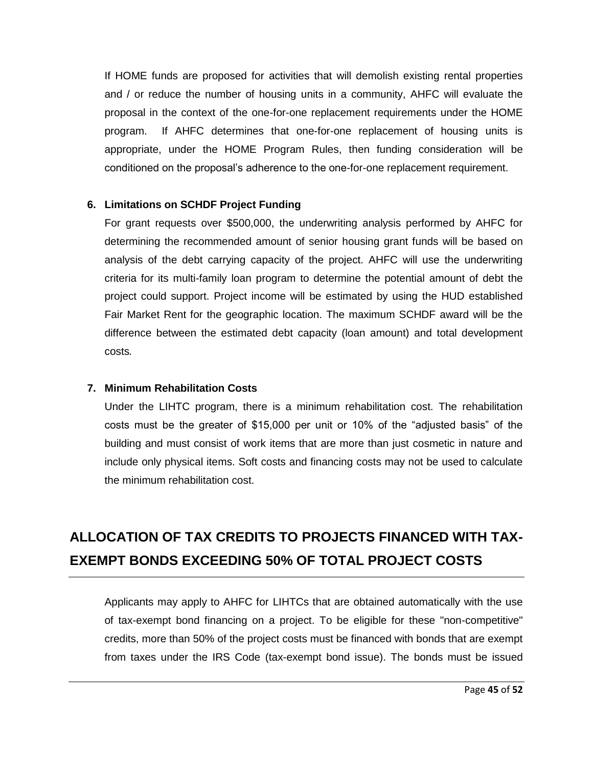If HOME funds are proposed for activities that will demolish existing rental properties and / or reduce the number of housing units in a community, AHFC will evaluate the proposal in the context of the one-for-one replacement requirements under the HOME program. If AHFC determines that one-for-one replacement of housing units is appropriate, under the HOME Program Rules, then funding consideration will be conditioned on the proposal's adherence to the one-for-one replacement requirement.

**6. Limitations on SCHDF Project Funding**

For grant requests over $500,000, the underwriting analysis performed by AHFC for determining the recommended amount of senior housing grant funds will be based on analysis of the debt carrying capacity of the project. AHFC will use the underwriting criteria for its multi-family loan program to determine the potential amount of debt the project could support. Project income will be estimated by using the HUD established Fair Market Rent for the geographic location. The maximum SCHDF award will be the difference between the estimated debt capacity (loan amount) and total development costs.

**7. Minimum Rehabilitation Costs**

Under the LIHTC program, there is a minimum rehabilitation cost. The rehabilitation costs must be the greater of $15,000 per unit or 10% of the "adjusted basis" of the building and must consist of work items that are more than just cosmetic in nature and include only physical items. Soft costs and financing costs may not be used to calculate the minimum rehabilitation cost.

## ALLOCATION OF TAX CREDITS TO PROJECTS FINANCED WITH TAX-EXEMPT BONDS EXCEEDING 50% OF TOTAL PROJECT COSTS

Applicants may apply to AHFC for LIHTCs that are obtained automatically with the use of tax-exempt bond financing on a project. To be eligible for these "non-competitive" credits, more than 50% of the project costs must be financed with bonds that are exempt from taxes under the IRS Code (tax-exempt bond issue). The bonds must be issued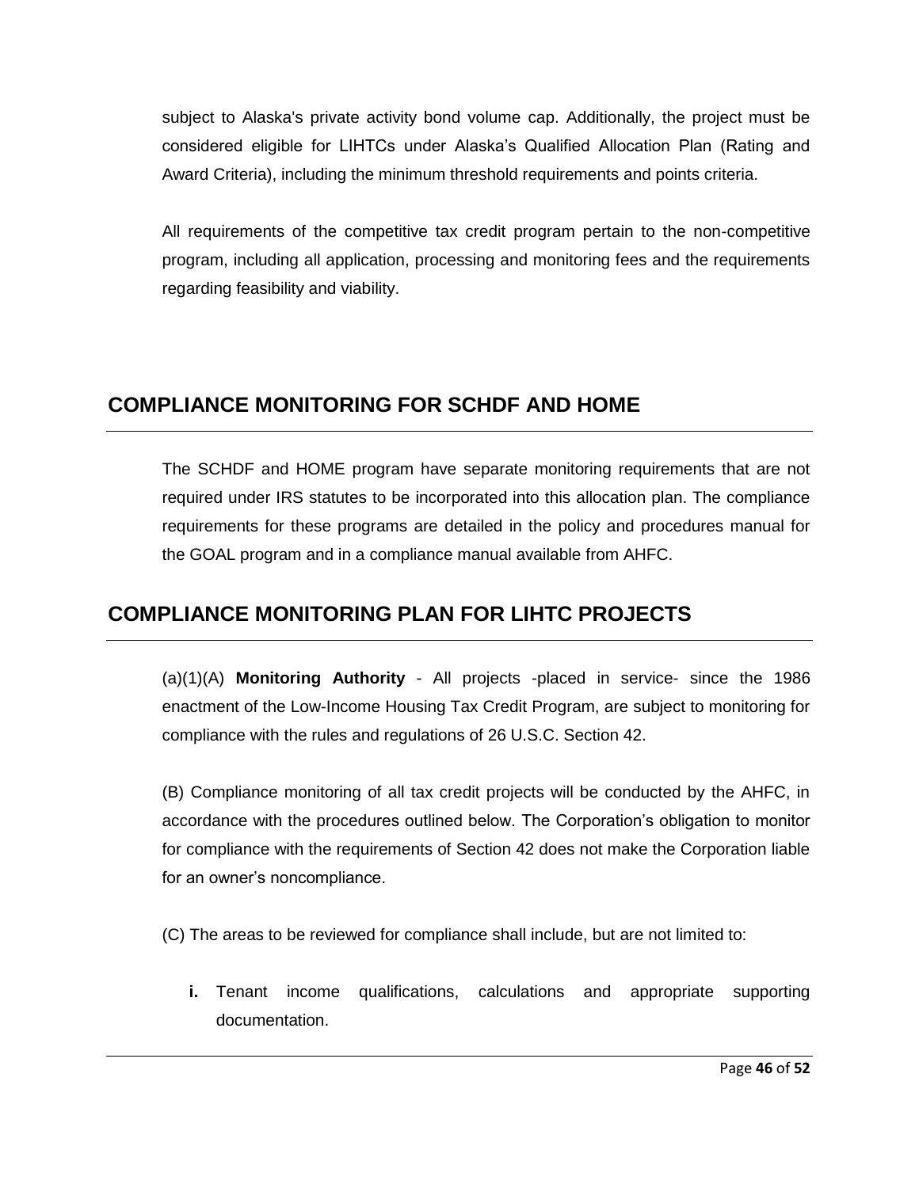subject to Alaska's private activity bond volume cap. Additionally, the project must be considered eligible for LIHTCs under Alaska's Qualified Allocation Plan (Rating and Award Criteria), including the minimum threshold requirements and points criteria.

All requirements of the competitive tax credit program pertain to the non-competitive program, including all application, processing and monitoring fees and the requirements regarding feasibility and viability.

## COMPLIANCE MONITORING FOR SCHDF AND HOME

The SCHDF and HOME program have separate monitoring requirements that are not required under IRS statutes to be incorporated into this allocation plan. The compliance requirements for these programs are detailed in the policy and procedures manual for the GOAL program and in a compliance manual available from AHFC.

## COMPLIANCE MONITORING PLAN FOR LIHTC PROJECTS

(a)(1)(A) **Monitoring Authority** - All projects -placed in service- since the 1986 enactment of the Low-Income Housing Tax Credit Program, are subject to monitoring for compliance with the rules and regulations of 26 U.S.C. Section 42.

(B) Compliance monitoring of all tax credit projects will be conducted by the AHFC, in accordance with the procedures outlined below. The Corporation's obligation to monitor for compliance with the requirements of Section 42 does not make the Corporation liable for an owner's noncompliance.

(C) The areas to be reviewed for compliance shall include, but are not limited to:

- **i.** Tenant income qualifications, calculations and appropriate supporting documentation.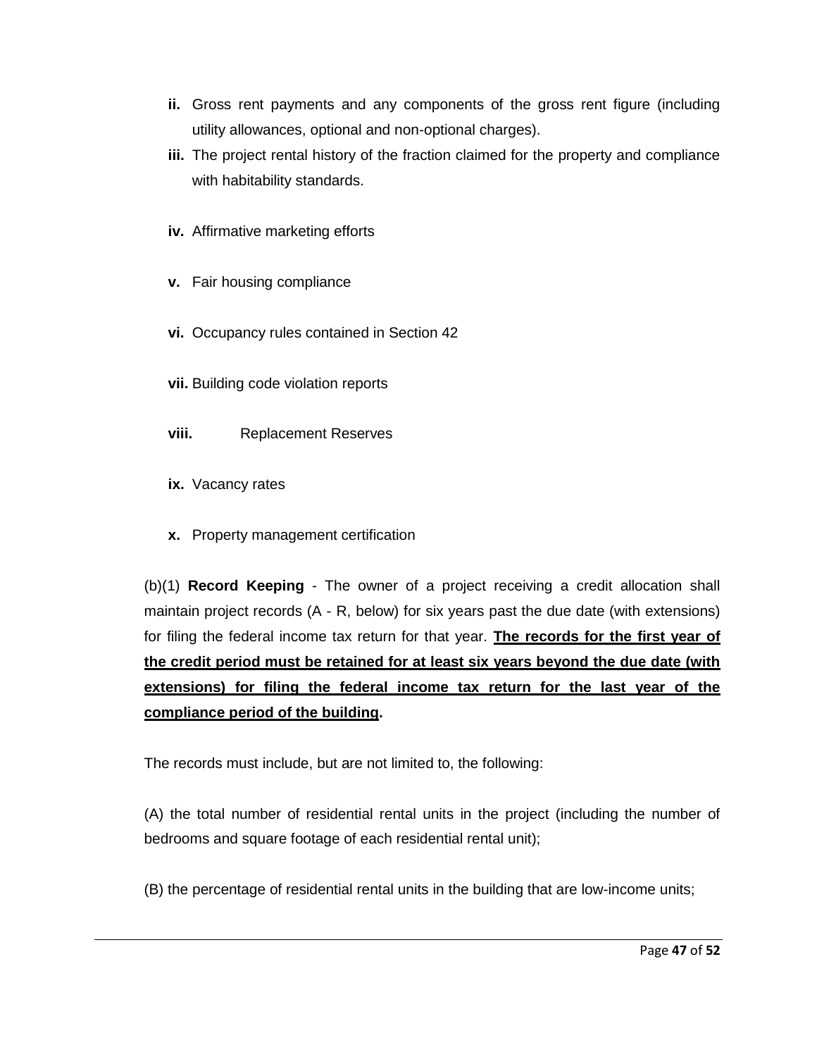- **ii.** Gross rent payments and any components of the gross rent figure (including utility allowances, optional and non-optional charges).
- **iii.** The project rental history of the fraction claimed for the property and compliance with habitability standards.
- **iv.** Affirmative marketing efforts
- **v.** Fair housing compliance
- **vi.** Occupancy rules contained in Section 42
- **vii.** Building code violation reports
- **viii.** Replacement Reserves
- **ix.** Vacancy rates
- **x.** Property management certification

(b)(1) **Record Keeping** - The owner of a project receiving a credit allocation shall maintain project records (A - R, below) for six years past the due date (with extensions) for filing the federal income tax return for that year. **<u>The records for the first year of the credit period must be retained for at least six years beyond the due date (with extensions) for filing the federal income tax return for the last year of the compliance period of the building</u>.**

The records must include, but are not limited to, the following:

(A) the total number of residential rental units in the project (including the number of bedrooms and square footage of each residential rental unit);

(B) the percentage of residential rental units in the building that are low-income units;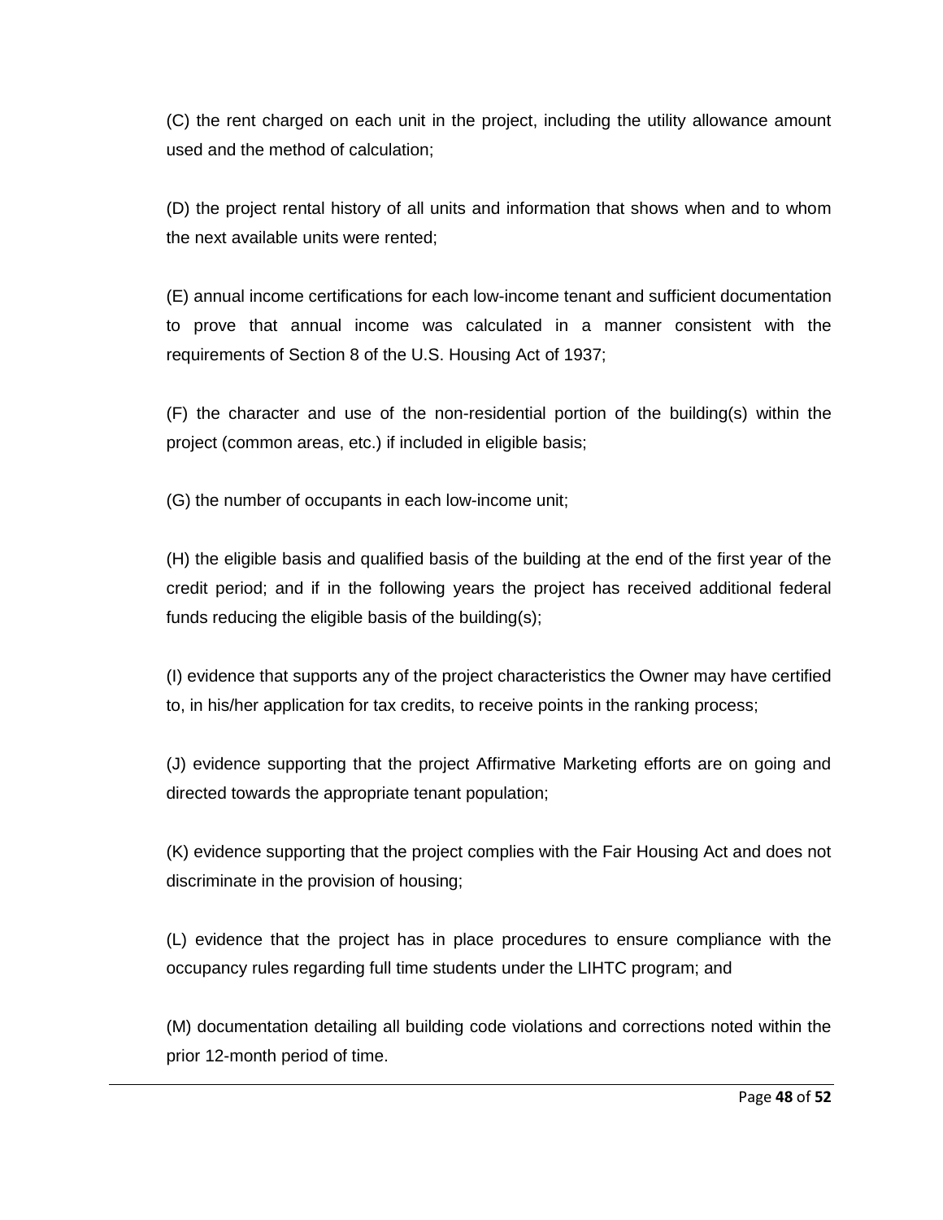(C) the rent charged on each unit in the project, including the utility allowance amount used and the method of calculation;

(D) the project rental history of all units and information that shows when and to whom the next available units were rented;

(E) annual income certifications for each low-income tenant and sufficient documentation to prove that annual income was calculated in a manner consistent with the requirements of Section 8 of the U.S. Housing Act of 1937;

(F) the character and use of the non-residential portion of the building(s) within the project (common areas, etc.) if included in eligible basis;

(G) the number of occupants in each low-income unit;

(H) the eligible basis and qualified basis of the building at the end of the first year of the credit period; and if in the following years the project has received additional federal funds reducing the eligible basis of the building(s);

(I) evidence that supports any of the project characteristics the Owner may have certified to, in his/her application for tax credits, to receive points in the ranking process;

(J) evidence supporting that the project Affirmative Marketing efforts are on going and directed towards the appropriate tenant population;

(K) evidence supporting that the project complies with the Fair Housing Act and does not discriminate in the provision of housing;

(L) evidence that the project has in place procedures to ensure compliance with the occupancy rules regarding full time students under the LIHTC program; and

(M) documentation detailing all building code violations and corrections noted within the prior 12-month period of time.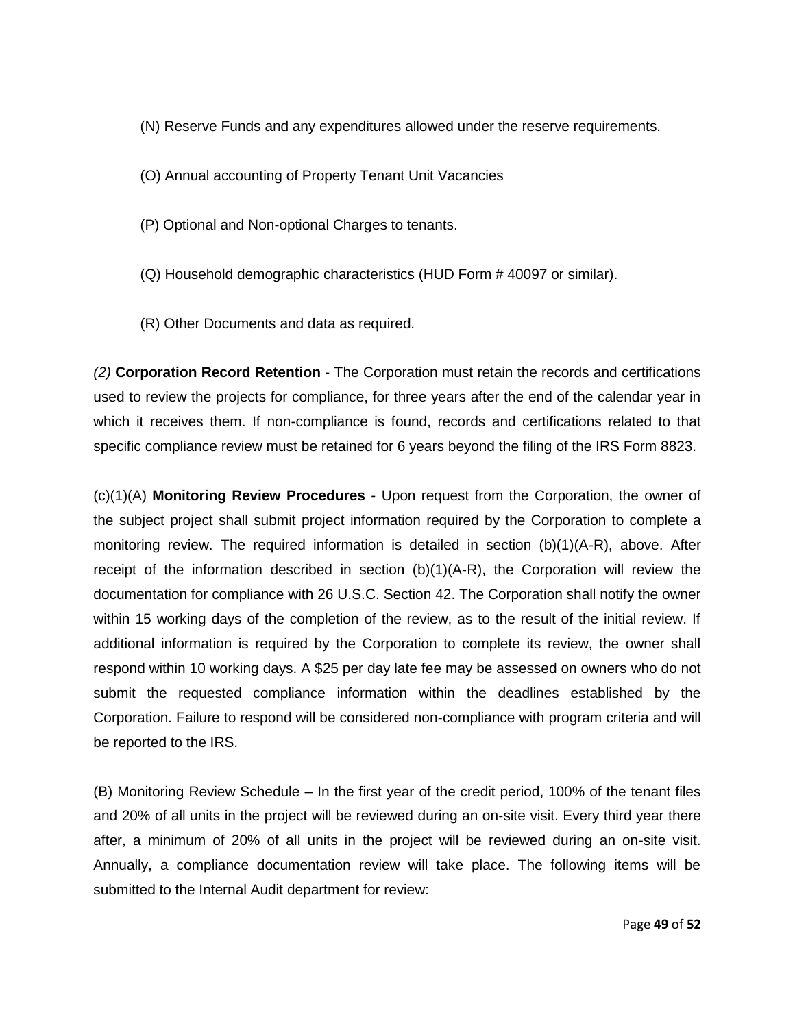(N) Reserve Funds and any expenditures allowed under the reserve requirements.

(O) Annual accounting of Property Tenant Unit Vacancies

(P) Optional and Non-optional Charges to tenants.

(Q) Household demographic characteristics (HUD Form # 40097 or similar).

(R) Other Documents and data as required.

*(2)* **Corporation Record Retention** - The Corporation must retain the records and certifications used to review the projects for compliance, for three years after the end of the calendar year in which it receives them. If non-compliance is found, records and certifications related to that specific compliance review must be retained for 6 years beyond the filing of the IRS Form 8823.

(c)(1)(A) **Monitoring Review Procedures** - Upon request from the Corporation, the owner of the subject project shall submit project information required by the Corporation to complete a monitoring review. The required information is detailed in section (b)(1)(A-R), above. After receipt of the information described in section (b)(1)(A-R), the Corporation will review the documentation for compliance with 26 U.S.C. Section 42. The Corporation shall notify the owner within 15 working days of the completion of the review, as to the result of the initial review. If additional information is required by the Corporation to complete its review, the owner shall respond within 10 working days. A $25 per day late fee may be assessed on owners who do not submit the requested compliance information within the deadlines established by the Corporation. Failure to respond will be considered non-compliance with program criteria and will be reported to the IRS.

(B) Monitoring Review Schedule – In the first year of the credit period, 100% of the tenant files and 20% of all units in the project will be reviewed during an on-site visit. Every third year there after, a minimum of 20% of all units in the project will be reviewed during an on-site visit. Annually, a compliance documentation review will take place. The following items will be submitted to the Internal Audit department for review: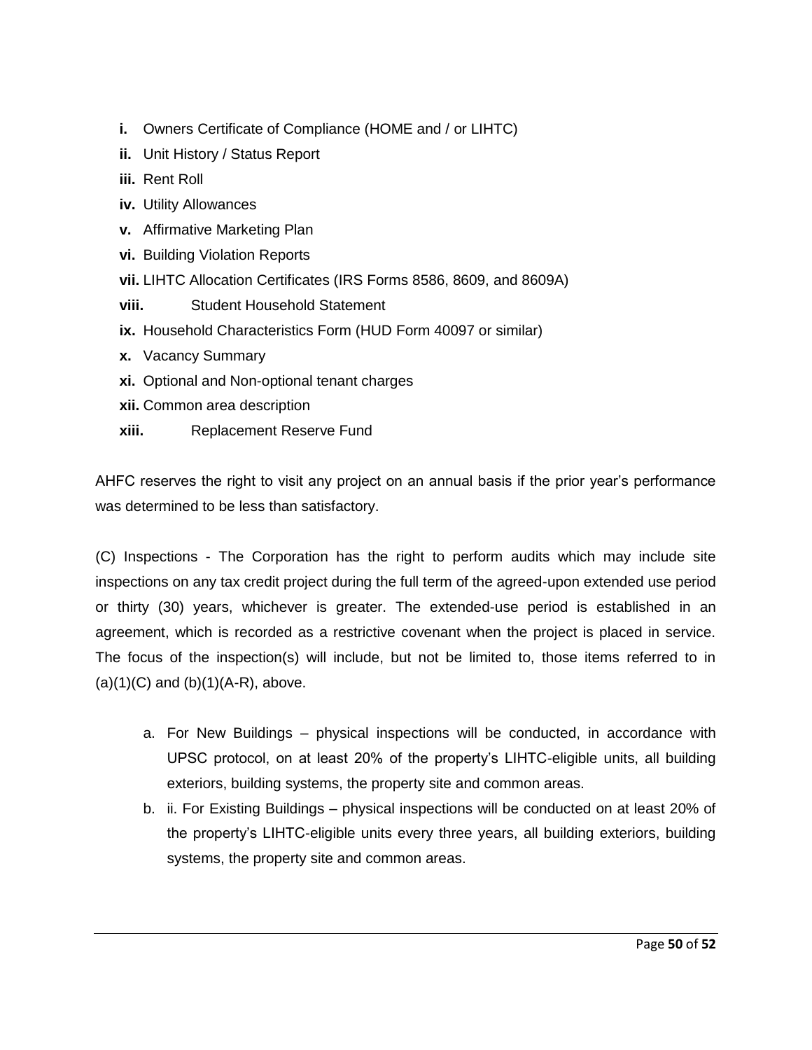- **i.** Owners Certificate of Compliance (HOME and / or LIHTC)
- **ii.** Unit History / Status Report
- **iii.** Rent Roll
- **iv.** Utility Allowances
- **v.** Affirmative Marketing Plan
- **vi.** Building Violation Reports
- **vii.** LIHTC Allocation Certificates (IRS Forms 8586, 8609, and 8609A)
- **viii.** Student Household Statement
- **ix.** Household Characteristics Form (HUD Form 40097 or similar)
- **x.** Vacancy Summary
- **xi.** Optional and Non-optional tenant charges
- **xii.** Common area description
- **xiii.** Replacement Reserve Fund

AHFC reserves the right to visit any project on an annual basis if the prior year's performance was determined to be less than satisfactory.

(C) Inspections - The Corporation has the right to perform audits which may include site inspections on any tax credit project during the full term of the agreed-upon extended use period or thirty (30) years, whichever is greater. The extended-use period is established in an agreement, which is recorded as a restrictive covenant when the project is placed in service. The focus of the inspection(s) will include, but not be limited to, those items referred to in (a)(1)(C) and (b)(1)(A-R), above.

a. For New Buildings – physical inspections will be conducted, in accordance with UPSC protocol, on at least 20% of the property's LIHTC-eligible units, all building exteriors, building systems, the property site and common areas.

b. ii. For Existing Buildings – physical inspections will be conducted on at least 20% of the property's LIHTC-eligible units every three years, all building exteriors, building systems, the property site and common areas.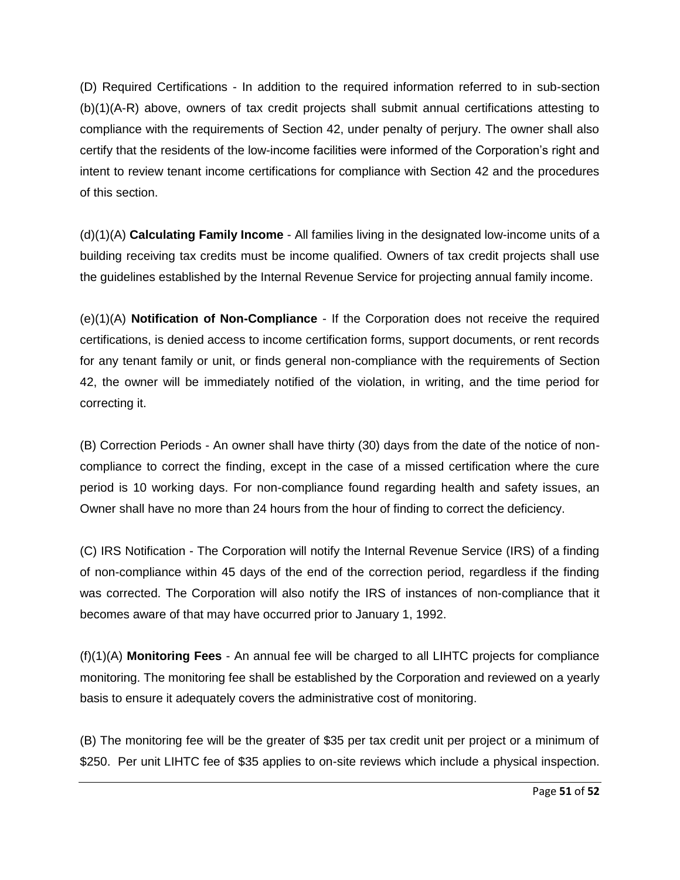(D) Required Certifications - In addition to the required information referred to in sub-section (b)(1)(A-R) above, owners of tax credit projects shall submit annual certifications attesting to compliance with the requirements of Section 42, under penalty of perjury. The owner shall also certify that the residents of the low-income facilities were informed of the Corporation's right and intent to review tenant income certifications for compliance with Section 42 and the procedures of this section.

(d)(1)(A) **Calculating Family Income** - All families living in the designated low-income units of a building receiving tax credits must be income qualified. Owners of tax credit projects shall use the guidelines established by the Internal Revenue Service for projecting annual family income.

(e)(1)(A) **Notification of Non-Compliance** - If the Corporation does not receive the required certifications, is denied access to income certification forms, support documents, or rent records for any tenant family or unit, or finds general non-compliance with the requirements of Section 42, the owner will be immediately notified of the violation, in writing, and the time period for correcting it.

(B) Correction Periods - An owner shall have thirty (30) days from the date of the notice of non-compliance to correct the finding, except in the case of a missed certification where the cure period is 10 working days. For non-compliance found regarding health and safety issues, an Owner shall have no more than 24 hours from the hour of finding to correct the deficiency.

(C) IRS Notification - The Corporation will notify the Internal Revenue Service (IRS) of a finding of non-compliance within 45 days of the end of the correction period, regardless if the finding was corrected. The Corporation will also notify the IRS of instances of non-compliance that it becomes aware of that may have occurred prior to January 1, 1992.

(f)(1)(A) **Monitoring Fees** - An annual fee will be charged to all LIHTC projects for compliance monitoring. The monitoring fee shall be established by the Corporation and reviewed on a yearly basis to ensure it adequately covers the administrative cost of monitoring.

(B) The monitoring fee will be the greater of $35 per tax credit unit per project or a minimum of $250. Per unit LIHTC fee of $35 applies to on-site reviews which include a physical inspection.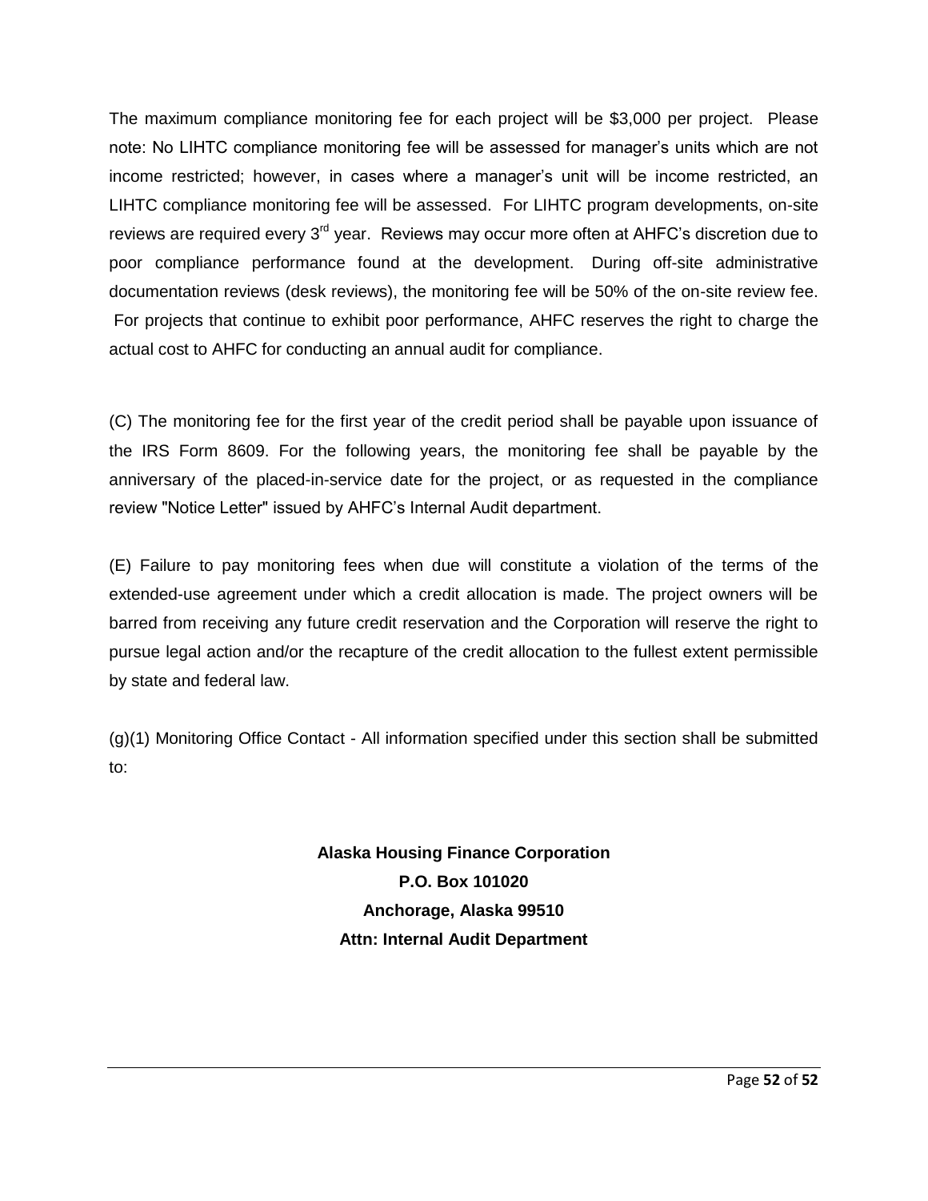The maximum compliance monitoring fee for each project will be $3,000 per project. Please note: No LIHTC compliance monitoring fee will be assessed for manager's units which are not income restricted; however, in cases where a manager's unit will be income restricted, an LIHTC compliance monitoring fee will be assessed. For LIHTC program developments, on-site reviews are required every 3rd year. Reviews may occur more often at AHFC's discretion due to poor compliance performance found at the development. During off-site administrative documentation reviews (desk reviews), the monitoring fee will be 50% of the on-site review fee. For projects that continue to exhibit poor performance, AHFC reserves the right to charge the actual cost to AHFC for conducting an annual audit for compliance.

(C) The monitoring fee for the first year of the credit period shall be payable upon issuance of the IRS Form 8609. For the following years, the monitoring fee shall be payable by the anniversary of the placed-in-service date for the project, or as requested in the compliance review "Notice Letter" issued by AHFC's Internal Audit department.

(E) Failure to pay monitoring fees when due will constitute a violation of the terms of the extended-use agreement under which a credit allocation is made. The project owners will be barred from receiving any future credit reservation and the Corporation will reserve the right to pursue legal action and/or the recapture of the credit allocation to the fullest extent permissible by state and federal law.

(g)(1) Monitoring Office Contact - All information specified under this section shall be submitted to:

**Alaska Housing Finance Corporation**
**P.O. Box 101020**
**Anchorage, Alaska 99510**
**Attn: Internal Audit Department**